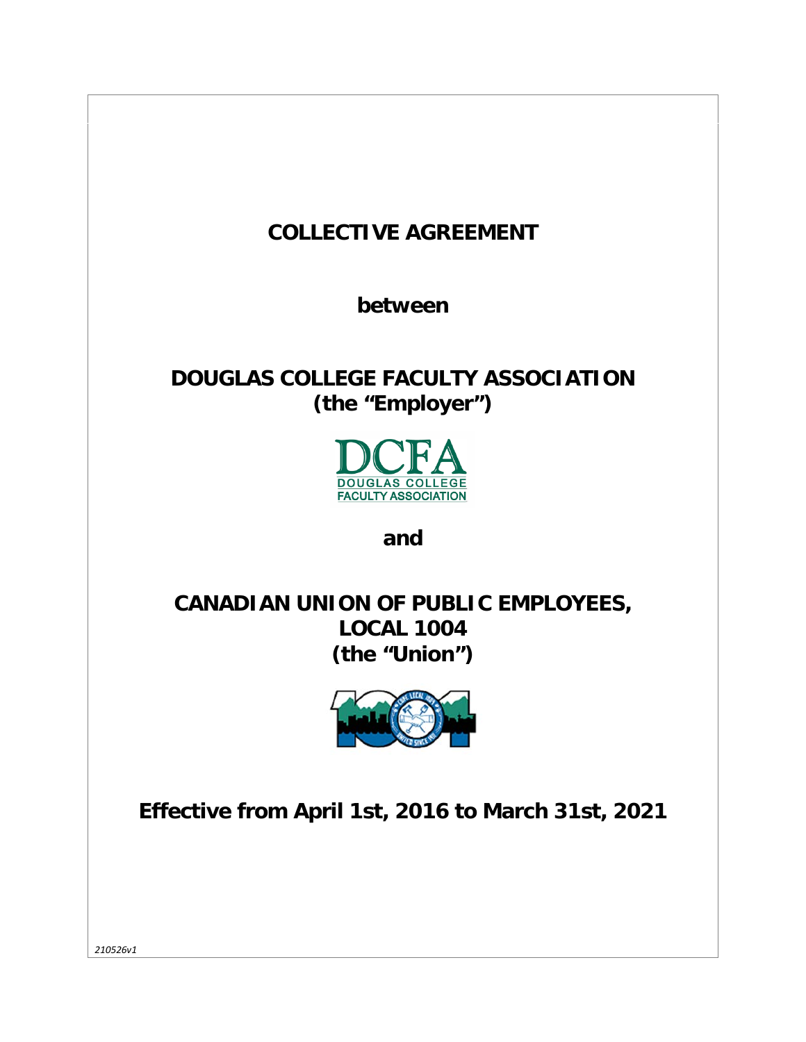# COLLECTIVE AGREEMENT

**between**

## DOUGLAS COLLEGE FACULTY ASSOCIATION
## (the "Employer")

DCFA
DOUGLAS COLLEGE
FACULTY ASSOCIATION

**and**

## CANADIAN UNION OF PUBLIC EMPLOYEES, LOCAL 1004
## (the "Union")

**Effective from April 1st, 2016 to March 31st, 2021**

*210526v1*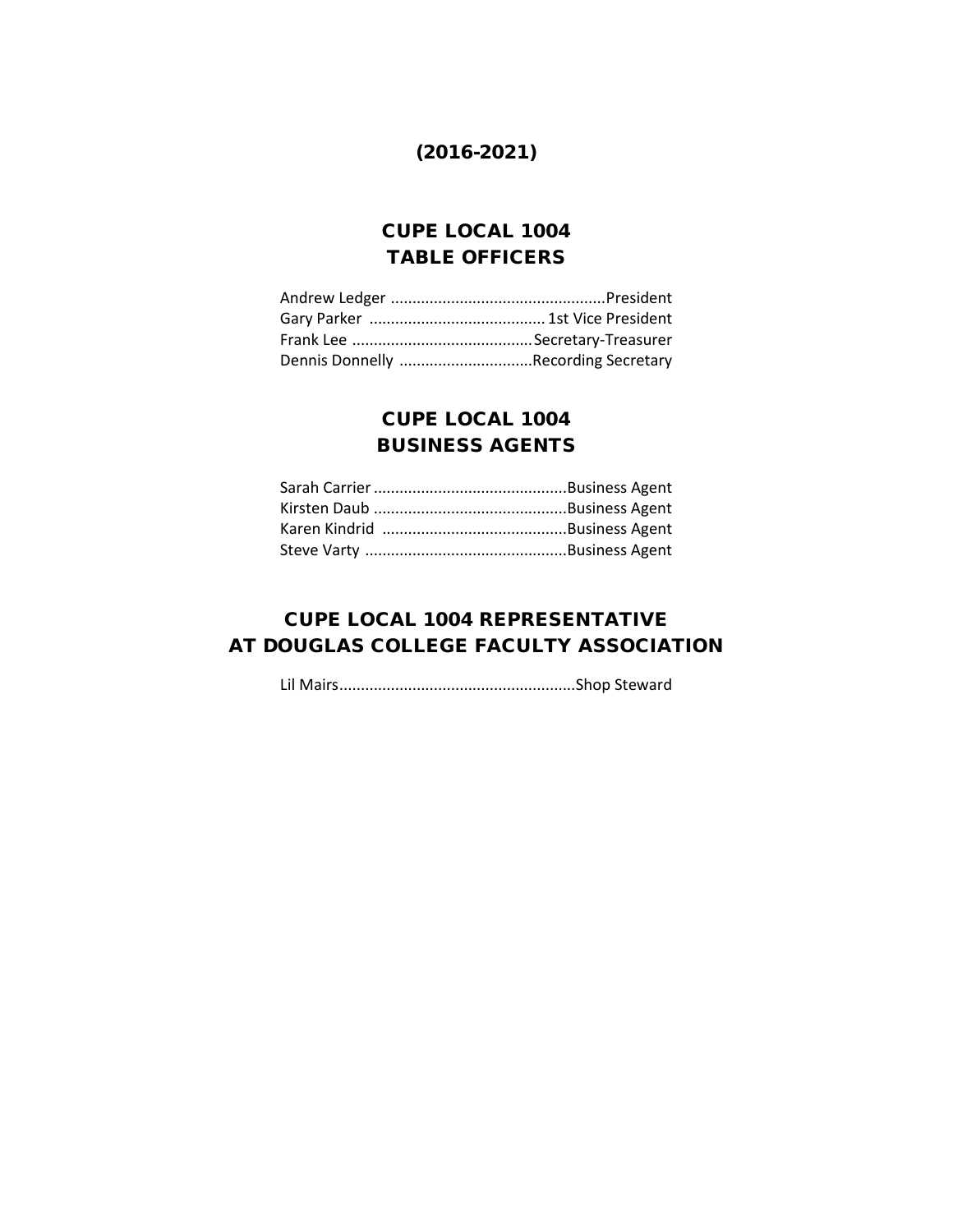**(2016-2021)**

## CUPE LOCAL 1004
## TABLE OFFICERS

Andrew Ledger ..................................................President
Gary Parker ......................................... 1st Vice President
Frank Lee ..........................................Secretary-Treasurer
Dennis Donnelly ...............................Recording Secretary

## CUPE LOCAL 1004
## BUSINESS AGENTS

Sarah Carrier .............................................Business Agent
Kirsten Daub .............................................Business Agent
Karen Kindrid ...........................................Business Agent
Steve Varty ...............................................Business Agent

## CUPE LOCAL 1004 REPRESENTATIVE
## AT DOUGLAS COLLEGE FACULTY ASSOCIATION

Lil Mairs.......................................................Shop Steward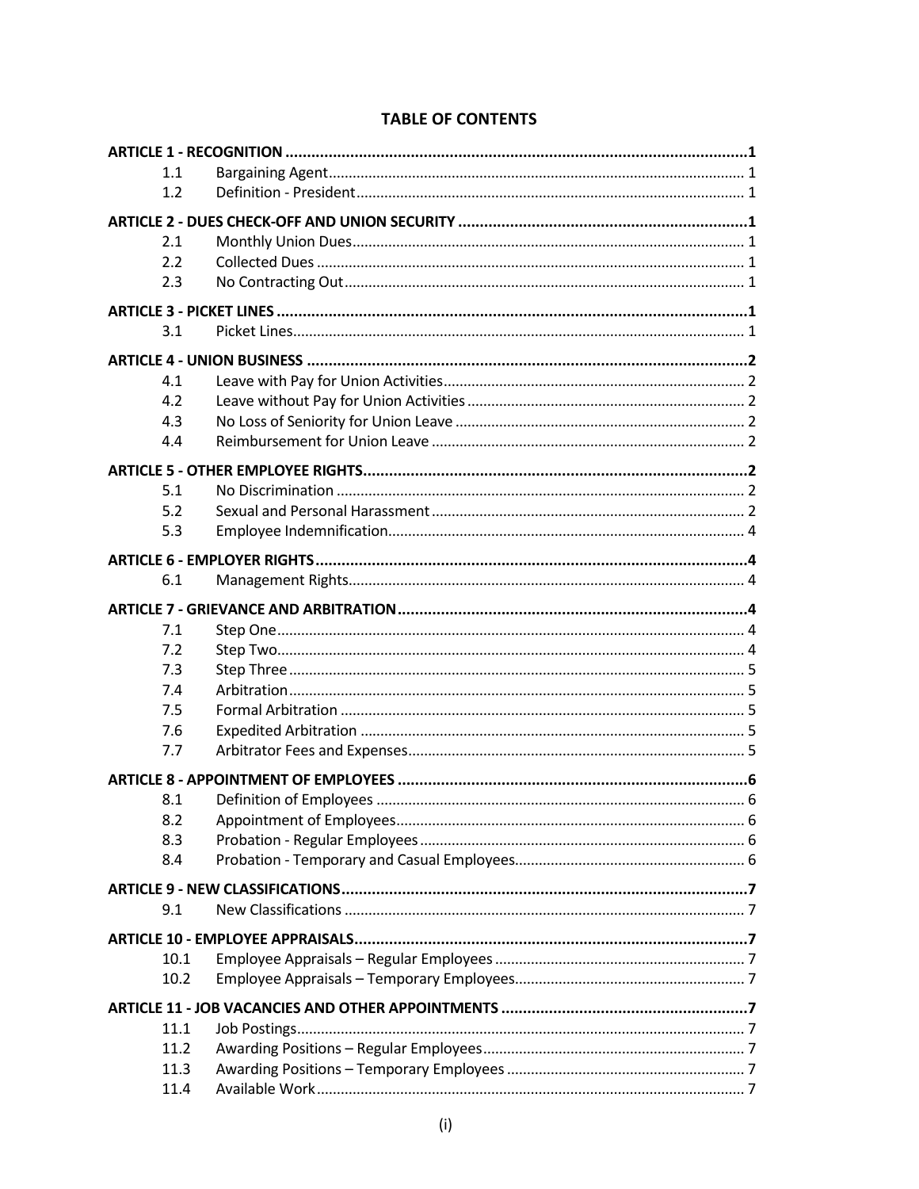# TABLE OF CONTENTS

| | | |
|---|---|---|
| **ARTICLE 1 - RECOGNITION** | | **1** |
| 1.1 | Bargaining Agent | 1 |
| 1.2 | Definition - President | 1 |
| **ARTICLE 2 - DUES CHECK-OFF AND UNION SECURITY** | | **1** |
| 2.1 | Monthly Union Dues | 1 |
| 2.2 | Collected Dues | 1 |
| 2.3 | No Contracting Out | 1 |
| **ARTICLE 3 - PICKET LINES** | | **1** |
| 3.1 | Picket Lines | 1 |
| **ARTICLE 4 - UNION BUSINESS** | | **2** |
| 4.1 | Leave with Pay for Union Activities | 2 |
| 4.2 | Leave without Pay for Union Activities | 2 |
| 4.3 | No Loss of Seniority for Union Leave | 2 |
| 4.4 | Reimbursement for Union Leave | 2 |
| **ARTICLE 5 - OTHER EMPLOYEE RIGHTS** | | **2** |
| 5.1 | No Discrimination | 2 |
| 5.2 | Sexual and Personal Harassment | 2 |
| 5.3 | Employee Indemnification | 4 |
| **ARTICLE 6 - EMPLOYER RIGHTS** | | **4** |
| 6.1 | Management Rights | 4 |
| **ARTICLE 7 - GRIEVANCE AND ARBITRATION** | | **4** |
| 7.1 | Step One | 4 |
| 7.2 | Step Two | 4 |
| 7.3 | Step Three | 5 |
| 7.4 | Arbitration | 5 |
| 7.5 | Formal Arbitration | 5 |
| 7.6 | Expedited Arbitration | 5 |
| 7.7 | Arbitrator Fees and Expenses | 5 |
| **ARTICLE 8 - APPOINTMENT OF EMPLOYEES** | | **6** |
| 8.1 | Definition of Employees | 6 |
| 8.2 | Appointment of Employees | 6 |
| 8.3 | Probation - Regular Employees | 6 |
| 8.4 | Probation - Temporary and Casual Employees | 6 |
| **ARTICLE 9 - NEW CLASSIFICATIONS** | | **7** |
| 9.1 | New Classifications | 7 |
| **ARTICLE 10 - EMPLOYEE APPRAISALS** | | **7** |
| 10.1 | Employee Appraisals – Regular Employees | 7 |
| 10.2 | Employee Appraisals – Temporary Employees | 7 |
| **ARTICLE 11 - JOB VACANCIES AND OTHER APPOINTMENTS** | | **7** |
| 11.1 | Job Postings | 7 |
| 11.2 | Awarding Positions – Regular Employees | 7 |
| 11.3 | Awarding Positions – Temporary Employees | 7 |
| 11.4 | Available Work | 7 |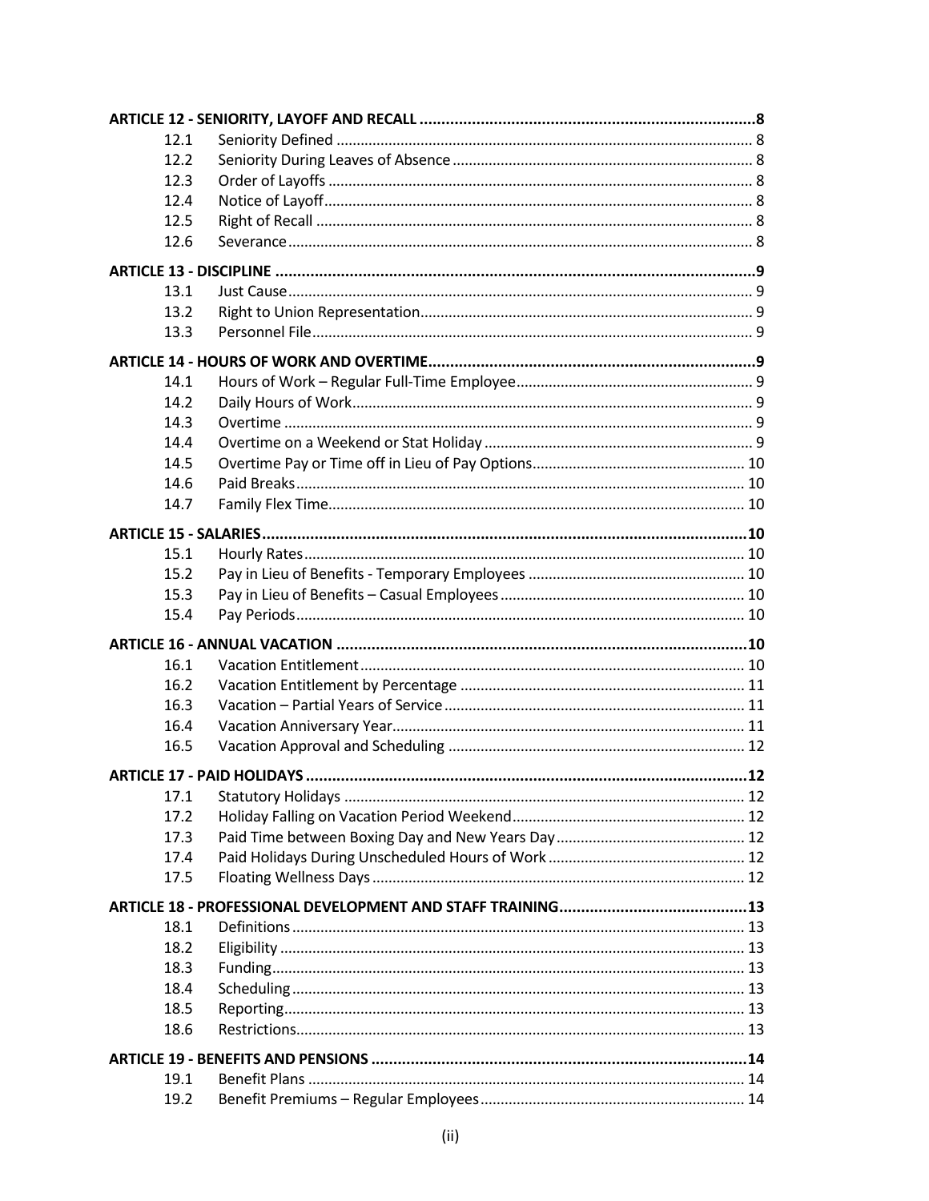**ARTICLE 12 - SENIORITY, LAYOFF AND RECALL** ........ 8

| | | |
|---|---|---|
| 12.1 | Seniority Defined | 8 |
| 12.2 | Seniority During Leaves of Absence | 8 |
| 12.3 | Order of Layoffs | 8 |
| 12.4 | Notice of Layoff | 8 |
| 12.5 | Right of Recall | 8 |
| 12.6 | Severance | 8 |

**ARTICLE 13 - DISCIPLINE** ........ 9

| | | |
|---|---|---|
| 13.1 | Just Cause | 9 |
| 13.2 | Right to Union Representation | 9 |
| 13.3 | Personnel File | 9 |

**ARTICLE 14 - HOURS OF WORK AND OVERTIME** ........ 9

| | | |
|---|---|---|
| 14.1 | Hours of Work – Regular Full-Time Employee | 9 |
| 14.2 | Daily Hours of Work | 9 |
| 14.3 | Overtime | 9 |
| 14.4 | Overtime on a Weekend or Stat Holiday | 9 |
| 14.5 | Overtime Pay or Time off in Lieu of Pay Options | 10 |
| 14.6 | Paid Breaks | 10 |
| 14.7 | Family Flex Time | 10 |

**ARTICLE 15 - SALARIES** ........ 10

| | | |
|---|---|---|
| 15.1 | Hourly Rates | 10 |
| 15.2 | Pay in Lieu of Benefits - Temporary Employees | 10 |
| 15.3 | Pay in Lieu of Benefits – Casual Employees | 10 |
| 15.4 | Pay Periods | 10 |

**ARTICLE 16 - ANNUAL VACATION** ........ 10

| | | |
|---|---|---|
| 16.1 | Vacation Entitlement | 10 |
| 16.2 | Vacation Entitlement by Percentage | 11 |
| 16.3 | Vacation – Partial Years of Service | 11 |
| 16.4 | Vacation Anniversary Year | 11 |
| 16.5 | Vacation Approval and Scheduling | 12 |

**ARTICLE 17 - PAID HOLIDAYS** ........ 12

| | | |
|---|---|---|
| 17.1 | Statutory Holidays | 12 |
| 17.2 | Holiday Falling on Vacation Period Weekend | 12 |
| 17.3 | Paid Time between Boxing Day and New Years Day | 12 |
| 17.4 | Paid Holidays During Unscheduled Hours of Work | 12 |
| 17.5 | Floating Wellness Days | 12 |

**ARTICLE 18 - PROFESSIONAL DEVELOPMENT AND STAFF TRAINING** ........ 13

| | | |
|---|---|---|
| 18.1 | Definitions | 13 |
| 18.2 | Eligibility | 13 |
| 18.3 | Funding | 13 |
| 18.4 | Scheduling | 13 |
| 18.5 | Reporting | 13 |
| 18.6 | Restrictions | 13 |

**ARTICLE 19 - BENEFITS AND PENSIONS** ........ 14

| | | |
|---|---|---|
| 19.1 | Benefit Plans | 14 |
| 19.2 | Benefit Premiums – Regular Employees | 14 |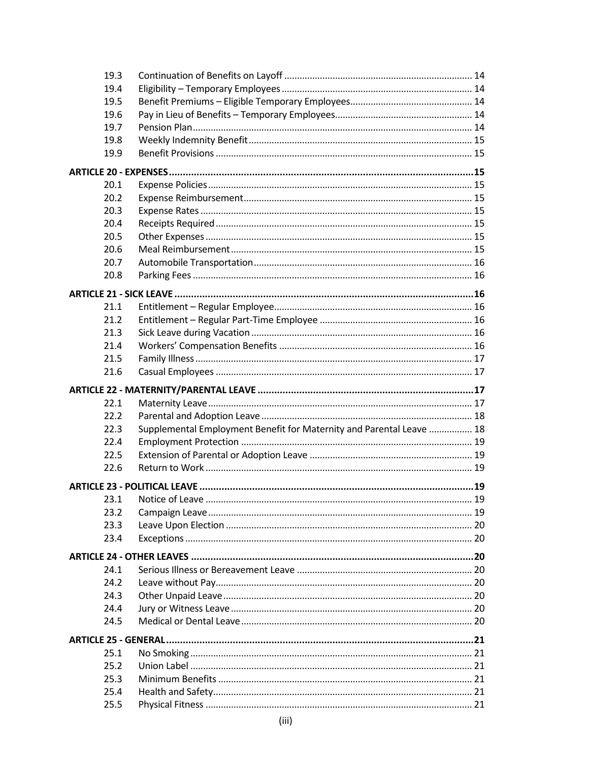| | | |
|---|---|---|
| 19.3 | Continuation of Benefits on Layoff | 14 |
| 19.4 | Eligibility – Temporary Employees | 14 |
| 19.5 | Benefit Premiums – Eligible Temporary Employees | 14 |
| 19.6 | Pay in Lieu of Benefits – Temporary Employees | 14 |
| 19.7 | Pension Plan | 14 |
| 19.8 | Weekly Indemnity Benefit | 15 |
| 19.9 | Benefit Provisions | 15 |
| **ARTICLE 20 - EXPENSES** | | **15** |
| 20.1 | Expense Policies | 15 |
| 20.2 | Expense Reimbursement | 15 |
| 20.3 | Expense Rates | 15 |
| 20.4 | Receipts Required | 15 |
| 20.5 | Other Expenses | 15 |
| 20.6 | Meal Reimbursement | 15 |
| 20.7 | Automobile Transportation | 16 |
| 20.8 | Parking Fees | 16 |
| **ARTICLE 21 - SICK LEAVE** | | **16** |
| 21.1 | Entitlement – Regular Employee | 16 |
| 21.2 | Entitlement – Regular Part-Time Employee | 16 |
| 21.3 | Sick Leave during Vacation | 16 |
| 21.4 | Workers' Compensation Benefits | 16 |
| 21.5 | Family Illness | 17 |
| 21.6 | Casual Employees | 17 |
| **ARTICLE 22 - MATERNITY/PARENTAL LEAVE** | | **17** |
| 22.1 | Maternity Leave | 17 |
| 22.2 | Parental and Adoption Leave | 18 |
| 22.3 | Supplemental Employment Benefit for Maternity and Parental Leave | 18 |
| 22.4 | Employment Protection | 19 |
| 22.5 | Extension of Parental or Adoption Leave | 19 |
| 22.6 | Return to Work | 19 |
| **ARTICLE 23 - POLITICAL LEAVE** | | **19** |
| 23.1 | Notice of Leave | 19 |
| 23.2 | Campaign Leave | 19 |
| 23.3 | Leave Upon Election | 20 |
| 23.4 | Exceptions | 20 |
| **ARTICLE 24 - OTHER LEAVES** | | **20** |
| 24.1 | Serious Illness or Bereavement Leave | 20 |
| 24.2 | Leave without Pay | 20 |
| 24.3 | Other Unpaid Leave | 20 |
| 24.4 | Jury or Witness Leave | 20 |
| 24.5 | Medical or Dental Leave | 20 |
| **ARTICLE 25 - GENERAL** | | **21** |
| 25.1 | No Smoking | 21 |
| 25.2 | Union Label | 21 |
| 25.3 | Minimum Benefits | 21 |
| 25.4 | Health and Safety | 21 |
| 25.5 | Physical Fitness | 21 |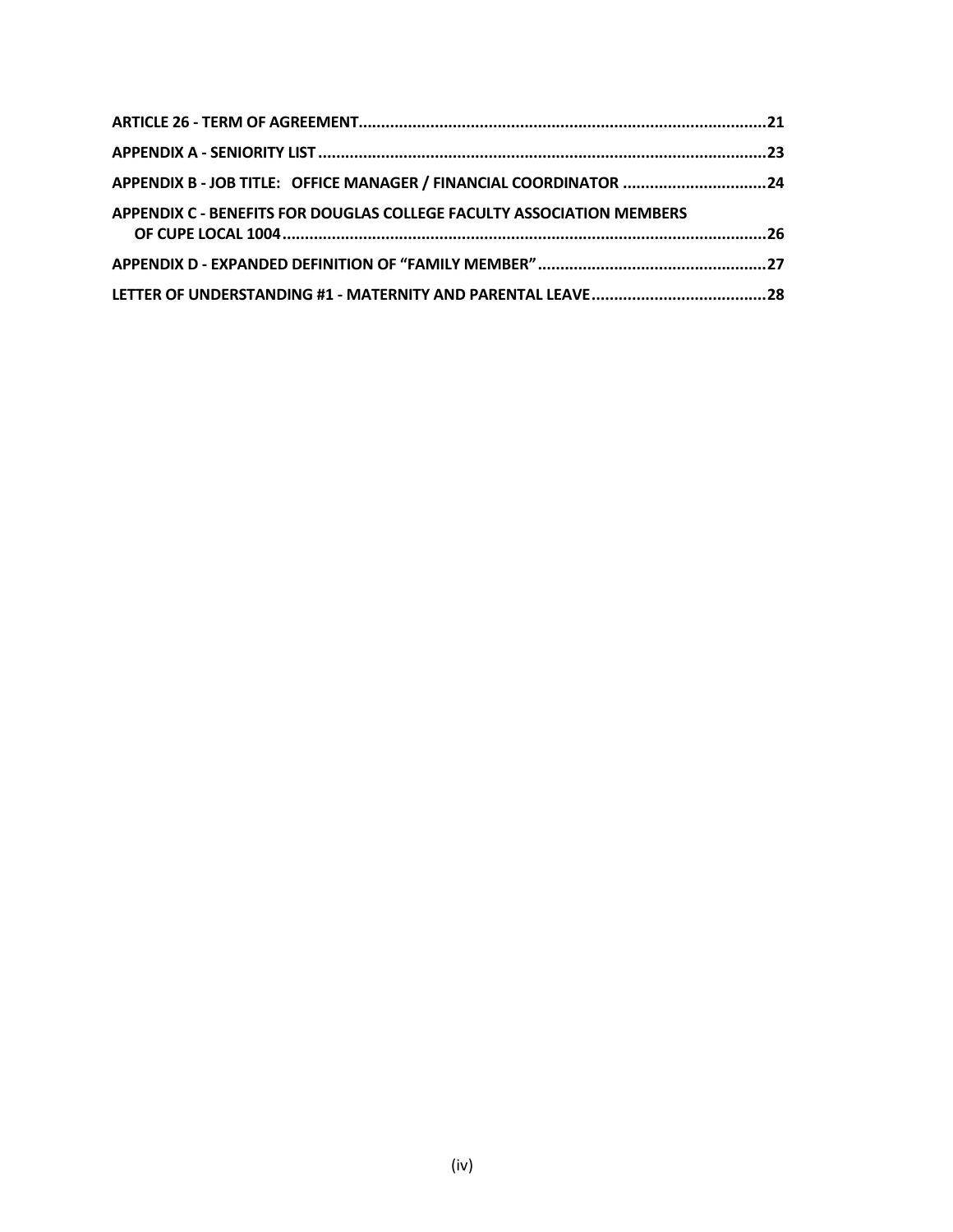**ARTICLE 26 - TERM OF AGREEMENT** .......... 21

**APPENDIX A - SENIORITY LIST** .......... 23

**APPENDIX B - JOB TITLE: OFFICE MANAGER / FINANCIAL COORDINATOR** .......... 24

**APPENDIX C - BENEFITS FOR DOUGLAS COLLEGE FACULTY ASSOCIATION MEMBERS OF CUPE LOCAL 1004** .......... 26

**APPENDIX D - EXPANDED DEFINITION OF "FAMILY MEMBER"** .......... 27

**LETTER OF UNDERSTANDING #1 - MATERNITY AND PARENTAL LEAVE** .......... 28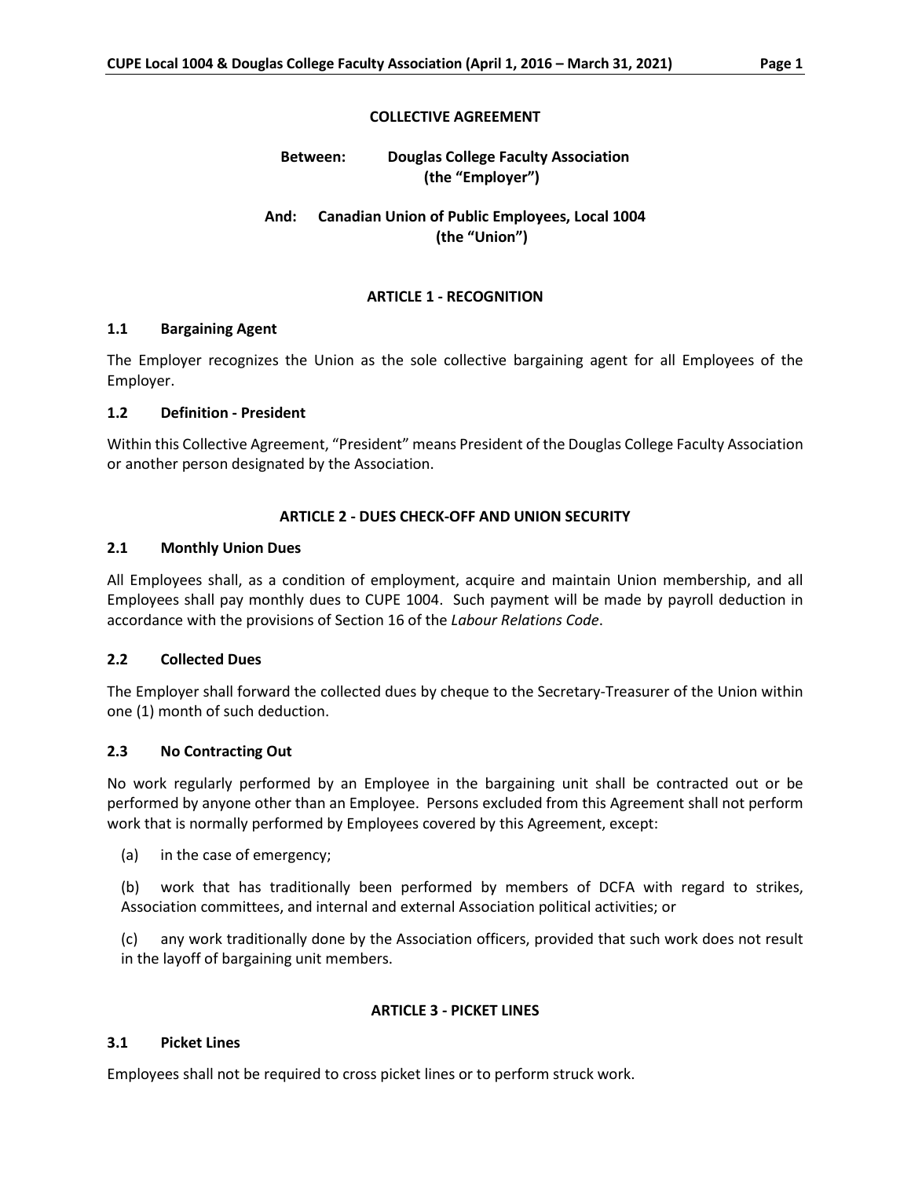## COLLECTIVE AGREEMENT

**Between: Douglas College Faculty Association (the "Employer")**

**And: Canadian Union of Public Employees, Local 1004 (the "Union")**

## ARTICLE 1 - RECOGNITION

### 1.1 Bargaining Agent

The Employer recognizes the Union as the sole collective bargaining agent for all Employees of the Employer.

### 1.2 Definition - President

Within this Collective Agreement, "President" means President of the Douglas College Faculty Association or another person designated by the Association.

## ARTICLE 2 - DUES CHECK-OFF AND UNION SECURITY

### 2.1 Monthly Union Dues

All Employees shall, as a condition of employment, acquire and maintain Union membership, and all Employees shall pay monthly dues to CUPE 1004. Such payment will be made by payroll deduction in accordance with the provisions of Section 16 of the *Labour Relations Code*.

### 2.2 Collected Dues

The Employer shall forward the collected dues by cheque to the Secretary-Treasurer of the Union within one (1) month of such deduction.

### 2.3 No Contracting Out

No work regularly performed by an Employee in the bargaining unit shall be contracted out or be performed by anyone other than an Employee. Persons excluded from this Agreement shall not perform work that is normally performed by Employees covered by this Agreement, except:

(a) in the case of emergency;

(b) work that has traditionally been performed by members of DCFA with regard to strikes, Association committees, and internal and external Association political activities; or

(c) any work traditionally done by the Association officers, provided that such work does not result in the layoff of bargaining unit members.

## ARTICLE 3 - PICKET LINES

### 3.1 Picket Lines

Employees shall not be required to cross picket lines or to perform struck work.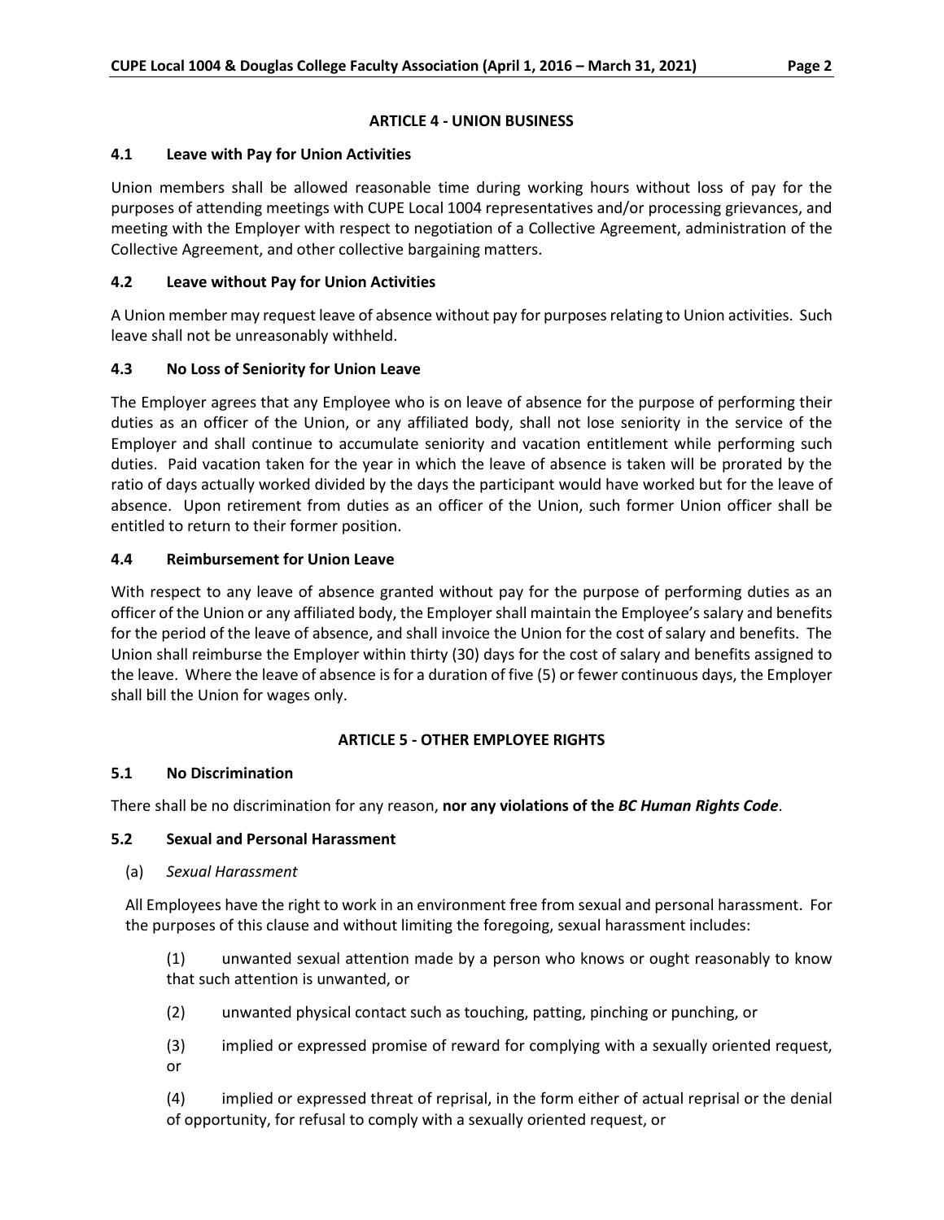## ARTICLE 4 - UNION BUSINESS

### 4.1 Leave with Pay for Union Activities

Union members shall be allowed reasonable time during working hours without loss of pay for the purposes of attending meetings with CUPE Local 1004 representatives and/or processing grievances, and meeting with the Employer with respect to negotiation of a Collective Agreement, administration of the Collective Agreement, and other collective bargaining matters.

### 4.2 Leave without Pay for Union Activities

A Union member may request leave of absence without pay for purposes relating to Union activities. Such leave shall not be unreasonably withheld.

### 4.3 No Loss of Seniority for Union Leave

The Employer agrees that any Employee who is on leave of absence for the purpose of performing their duties as an officer of the Union, or any affiliated body, shall not lose seniority in the service of the Employer and shall continue to accumulate seniority and vacation entitlement while performing such duties. Paid vacation taken for the year in which the leave of absence is taken will be prorated by the ratio of days actually worked divided by the days the participant would have worked but for the leave of absence. Upon retirement from duties as an officer of the Union, such former Union officer shall be entitled to return to their former position.

### 4.4 Reimbursement for Union Leave

With respect to any leave of absence granted without pay for the purpose of performing duties as an officer of the Union or any affiliated body, the Employer shall maintain the Employee's salary and benefits for the period of the leave of absence, and shall invoice the Union for the cost of salary and benefits. The Union shall reimburse the Employer within thirty (30) days for the cost of salary and benefits assigned to the leave. Where the leave of absence is for a duration of five (5) or fewer continuous days, the Employer shall bill the Union for wages only.

## ARTICLE 5 - OTHER EMPLOYEE RIGHTS

### 5.1 No Discrimination

There shall be no discrimination for any reason, **nor any violations of the *BC Human Rights Code***.

### 5.2 Sexual and Personal Harassment

(a) *Sexual Harassment*

All Employees have the right to work in an environment free from sexual and personal harassment. For the purposes of this clause and without limiting the foregoing, sexual harassment includes:

(1) unwanted sexual attention made by a person who knows or ought reasonably to know that such attention is unwanted, or

(2) unwanted physical contact such as touching, patting, pinching or punching, or

(3) implied or expressed promise of reward for complying with a sexually oriented request, or

(4) implied or expressed threat of reprisal, in the form either of actual reprisal or the denial of opportunity, for refusal to comply with a sexually oriented request, or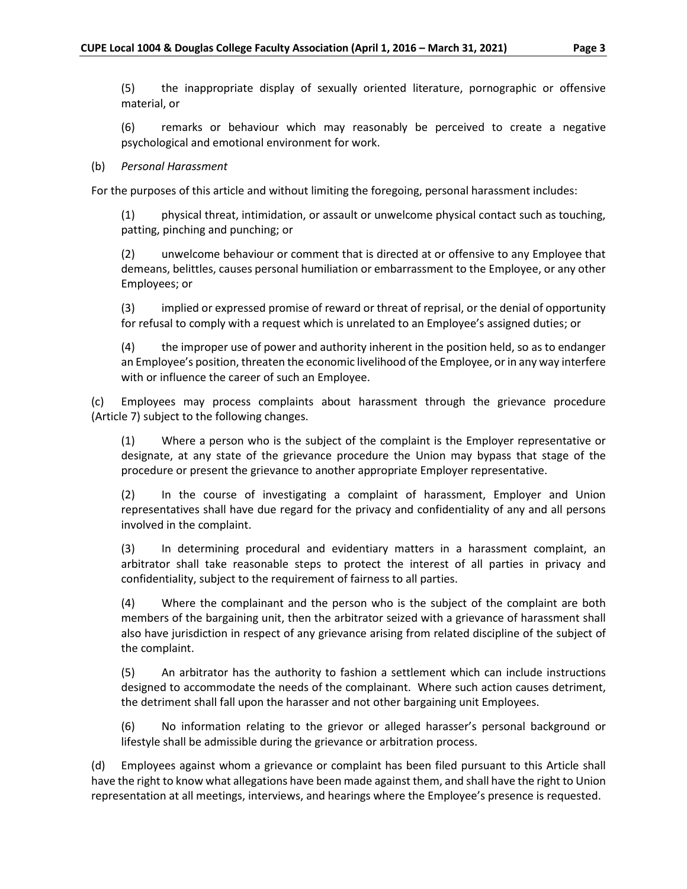(5) the inappropriate display of sexually oriented literature, pornographic or offensive material, or

(6) remarks or behaviour which may reasonably be perceived to create a negative psychological and emotional environment for work.

(b) *Personal Harassment*

For the purposes of this article and without limiting the foregoing, personal harassment includes:

(1) physical threat, intimidation, or assault or unwelcome physical contact such as touching, patting, pinching and punching; or

(2) unwelcome behaviour or comment that is directed at or offensive to any Employee that demeans, belittles, causes personal humiliation or embarrassment to the Employee, or any other Employees; or

(3) implied or expressed promise of reward or threat of reprisal, or the denial of opportunity for refusal to comply with a request which is unrelated to an Employee's assigned duties; or

(4) the improper use of power and authority inherent in the position held, so as to endanger an Employee's position, threaten the economic livelihood of the Employee, or in any way interfere with or influence the career of such an Employee.

(c) Employees may process complaints about harassment through the grievance procedure (Article 7) subject to the following changes.

(1) Where a person who is the subject of the complaint is the Employer representative or designate, at any state of the grievance procedure the Union may bypass that stage of the procedure or present the grievance to another appropriate Employer representative.

(2) In the course of investigating a complaint of harassment, Employer and Union representatives shall have due regard for the privacy and confidentiality of any and all persons involved in the complaint.

(3) In determining procedural and evidentiary matters in a harassment complaint, an arbitrator shall take reasonable steps to protect the interest of all parties in privacy and confidentiality, subject to the requirement of fairness to all parties.

(4) Where the complainant and the person who is the subject of the complaint are both members of the bargaining unit, then the arbitrator seized with a grievance of harassment shall also have jurisdiction in respect of any grievance arising from related discipline of the subject of the complaint.

(5) An arbitrator has the authority to fashion a settlement which can include instructions designed to accommodate the needs of the complainant. Where such action causes detriment, the detriment shall fall upon the harasser and not other bargaining unit Employees.

(6) No information relating to the grievor or alleged harasser's personal background or lifestyle shall be admissible during the grievance or arbitration process.

(d) Employees against whom a grievance or complaint has been filed pursuant to this Article shall have the right to know what allegations have been made against them, and shall have the right to Union representation at all meetings, interviews, and hearings where the Employee's presence is requested.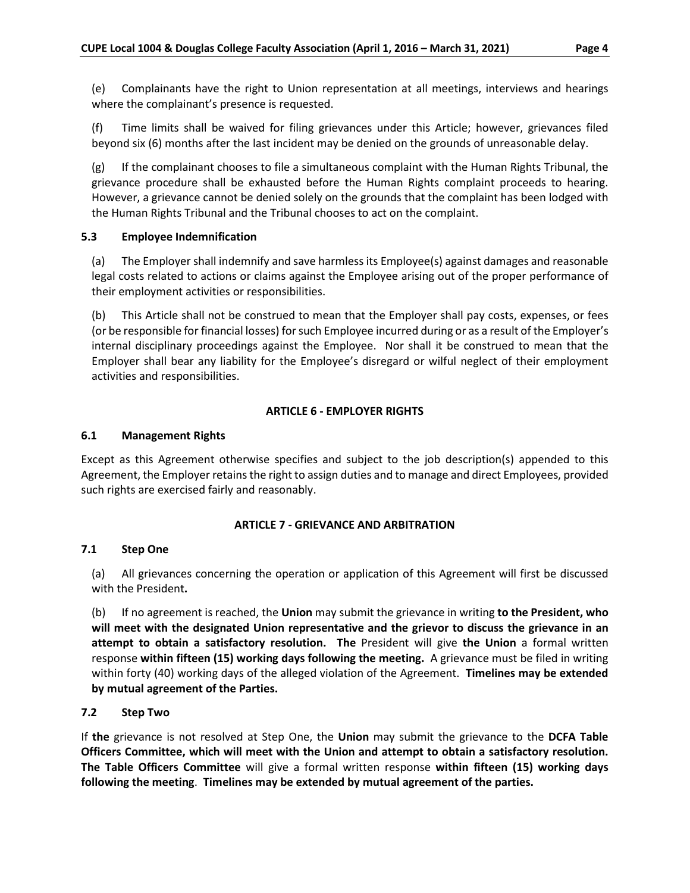(e) Complainants have the right to Union representation at all meetings, interviews and hearings where the complainant's presence is requested.

(f) Time limits shall be waived for filing grievances under this Article; however, grievances filed beyond six (6) months after the last incident may be denied on the grounds of unreasonable delay.

(g) If the complainant chooses to file a simultaneous complaint with the Human Rights Tribunal, the grievance procedure shall be exhausted before the Human Rights complaint proceeds to hearing. However, a grievance cannot be denied solely on the grounds that the complaint has been lodged with the Human Rights Tribunal and the Tribunal chooses to act on the complaint.

### 5.3 Employee Indemnification

(a) The Employer shall indemnify and save harmless its Employee(s) against damages and reasonable legal costs related to actions or claims against the Employee arising out of the proper performance of their employment activities or responsibilities.

(b) This Article shall not be construed to mean that the Employer shall pay costs, expenses, or fees (or be responsible for financial losses) for such Employee incurred during or as a result of the Employer's internal disciplinary proceedings against the Employee. Nor shall it be construed to mean that the Employer shall bear any liability for the Employee's disregard or wilful neglect of their employment activities and responsibilities.

## ARTICLE 6 - EMPLOYER RIGHTS

### 6.1 Management Rights

Except as this Agreement otherwise specifies and subject to the job description(s) appended to this Agreement, the Employer retains the right to assign duties and to manage and direct Employees, provided such rights are exercised fairly and reasonably.

## ARTICLE 7 - GRIEVANCE AND ARBITRATION

### 7.1 Step One

(a) All grievances concerning the operation or application of this Agreement will first be discussed with the President**.**

(b) If no agreement is reached, the **Union** may submit the grievance in writing **to the President, who will meet with the designated Union representative and the grievor to discuss the grievance in an attempt to obtain a satisfactory resolution. The** President will give **the Union** a formal written response **within fifteen (15) working days following the meeting.** A grievance must be filed in writing within forty (40) working days of the alleged violation of the Agreement. **Timelines may be extended by mutual agreement of the Parties.**

### 7.2 Step Two

If **the** grievance is not resolved at Step One, the **Union** may submit the grievance to the **DCFA Table Officers Committee, which will meet with the Union and attempt to obtain a satisfactory resolution. The Table Officers Committee** will give a formal written response **within fifteen (15) working days following the meeting**. **Timelines may be extended by mutual agreement of the parties.**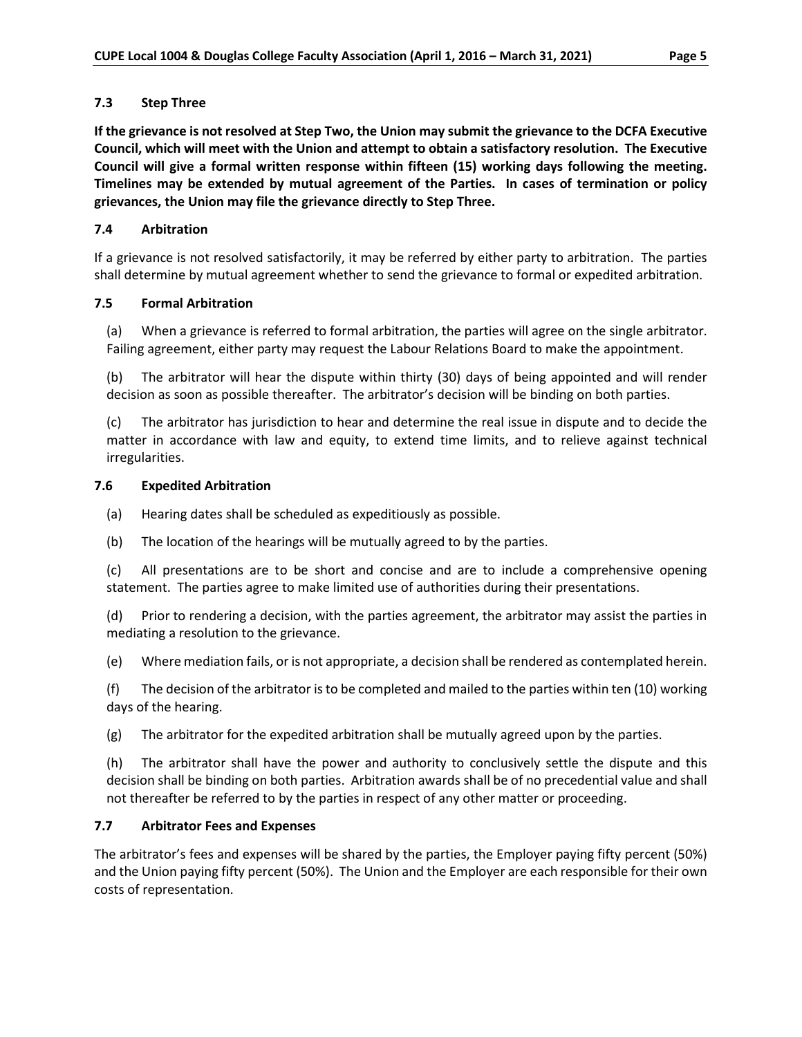### 7.3 Step Three

**If the grievance is not resolved at Step Two, the Union may submit the grievance to the DCFA Executive Council, which will meet with the Union and attempt to obtain a satisfactory resolution. The Executive Council will give a formal written response within fifteen (15) working days following the meeting. Timelines may be extended by mutual agreement of the Parties. In cases of termination or policy grievances, the Union may file the grievance directly to Step Three.**

### 7.4 Arbitration

If a grievance is not resolved satisfactorily, it may be referred by either party to arbitration. The parties shall determine by mutual agreement whether to send the grievance to formal or expedited arbitration.

### 7.5 Formal Arbitration

(a) When a grievance is referred to formal arbitration, the parties will agree on the single arbitrator. Failing agreement, either party may request the Labour Relations Board to make the appointment.

(b) The arbitrator will hear the dispute within thirty (30) days of being appointed and will render decision as soon as possible thereafter. The arbitrator's decision will be binding on both parties.

(c) The arbitrator has jurisdiction to hear and determine the real issue in dispute and to decide the matter in accordance with law and equity, to extend time limits, and to relieve against technical irregularities.

### 7.6 Expedited Arbitration

(a) Hearing dates shall be scheduled as expeditiously as possible.

(b) The location of the hearings will be mutually agreed to by the parties.

(c) All presentations are to be short and concise and are to include a comprehensive opening statement. The parties agree to make limited use of authorities during their presentations.

(d) Prior to rendering a decision, with the parties agreement, the arbitrator may assist the parties in mediating a resolution to the grievance.

(e) Where mediation fails, or is not appropriate, a decision shall be rendered as contemplated herein.

(f) The decision of the arbitrator is to be completed and mailed to the parties within ten (10) working days of the hearing.

(g) The arbitrator for the expedited arbitration shall be mutually agreed upon by the parties.

(h) The arbitrator shall have the power and authority to conclusively settle the dispute and this decision shall be binding on both parties. Arbitration awards shall be of no precedential value and shall not thereafter be referred to by the parties in respect of any other matter or proceeding.

### 7.7 Arbitrator Fees and Expenses

The arbitrator's fees and expenses will be shared by the parties, the Employer paying fifty percent (50%) and the Union paying fifty percent (50%). The Union and the Employer are each responsible for their own costs of representation.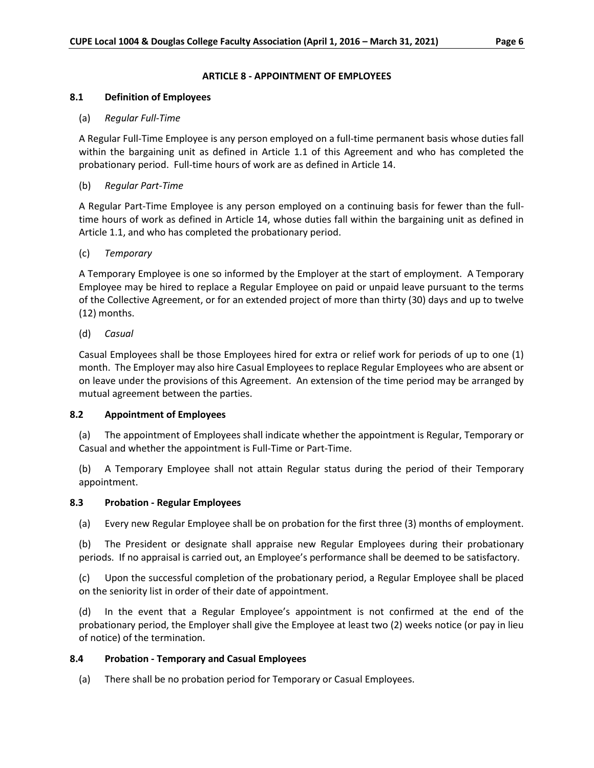## ARTICLE 8 - APPOINTMENT OF EMPLOYEES

### 8.1 Definition of Employees

(a) *Regular Full-Time*

A Regular Full-Time Employee is any person employed on a full-time permanent basis whose duties fall within the bargaining unit as defined in Article 1.1 of this Agreement and who has completed the probationary period. Full-time hours of work are as defined in Article 14.

(b) *Regular Part-Time*

A Regular Part-Time Employee is any person employed on a continuing basis for fewer than the full-time hours of work as defined in Article 14, whose duties fall within the bargaining unit as defined in Article 1.1, and who has completed the probationary period.

(c) *Temporary*

A Temporary Employee is one so informed by the Employer at the start of employment. A Temporary Employee may be hired to replace a Regular Employee on paid or unpaid leave pursuant to the terms of the Collective Agreement, or for an extended project of more than thirty (30) days and up to twelve (12) months.

(d) *Casual*

Casual Employees shall be those Employees hired for extra or relief work for periods of up to one (1) month. The Employer may also hire Casual Employees to replace Regular Employees who are absent or on leave under the provisions of this Agreement. An extension of the time period may be arranged by mutual agreement between the parties.

### 8.2 Appointment of Employees

(a) The appointment of Employees shall indicate whether the appointment is Regular, Temporary or Casual and whether the appointment is Full-Time or Part-Time.

(b) A Temporary Employee shall not attain Regular status during the period of their Temporary appointment.

### 8.3 Probation - Regular Employees

(a) Every new Regular Employee shall be on probation for the first three (3) months of employment.

(b) The President or designate shall appraise new Regular Employees during their probationary periods. If no appraisal is carried out, an Employee's performance shall be deemed to be satisfactory.

(c) Upon the successful completion of the probationary period, a Regular Employee shall be placed on the seniority list in order of their date of appointment.

(d) In the event that a Regular Employee's appointment is not confirmed at the end of the probationary period, the Employer shall give the Employee at least two (2) weeks notice (or pay in lieu of notice) of the termination.

### 8.4 Probation - Temporary and Casual Employees

(a) There shall be no probation period for Temporary or Casual Employees.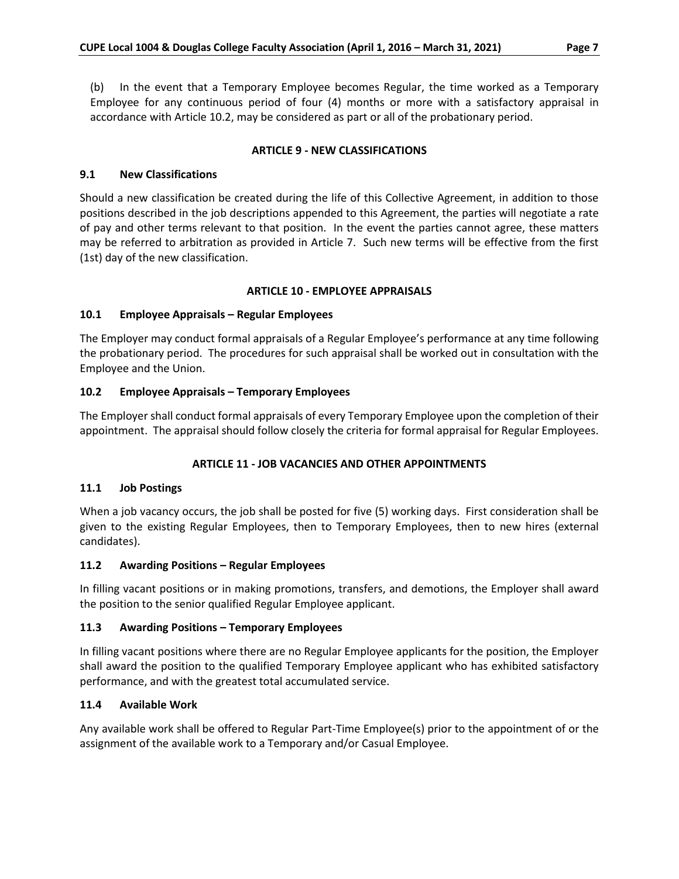(b) In the event that a Temporary Employee becomes Regular, the time worked as a Temporary Employee for any continuous period of four (4) months or more with a satisfactory appraisal in accordance with Article 10.2, may be considered as part or all of the probationary period.

## ARTICLE 9 - NEW CLASSIFICATIONS

### 9.1 New Classifications

Should a new classification be created during the life of this Collective Agreement, in addition to those positions described in the job descriptions appended to this Agreement, the parties will negotiate a rate of pay and other terms relevant to that position. In the event the parties cannot agree, these matters may be referred to arbitration as provided in Article 7. Such new terms will be effective from the first (1st) day of the new classification.

## ARTICLE 10 - EMPLOYEE APPRAISALS

### 10.1 Employee Appraisals – Regular Employees

The Employer may conduct formal appraisals of a Regular Employee's performance at any time following the probationary period. The procedures for such appraisal shall be worked out in consultation with the Employee and the Union.

### 10.2 Employee Appraisals – Temporary Employees

The Employer shall conduct formal appraisals of every Temporary Employee upon the completion of their appointment. The appraisal should follow closely the criteria for formal appraisal for Regular Employees.

## ARTICLE 11 - JOB VACANCIES AND OTHER APPOINTMENTS

### 11.1 Job Postings

When a job vacancy occurs, the job shall be posted for five (5) working days. First consideration shall be given to the existing Regular Employees, then to Temporary Employees, then to new hires (external candidates).

### 11.2 Awarding Positions – Regular Employees

In filling vacant positions or in making promotions, transfers, and demotions, the Employer shall award the position to the senior qualified Regular Employee applicant.

### 11.3 Awarding Positions – Temporary Employees

In filling vacant positions where there are no Regular Employee applicants for the position, the Employer shall award the position to the qualified Temporary Employee applicant who has exhibited satisfactory performance, and with the greatest total accumulated service.

### 11.4 Available Work

Any available work shall be offered to Regular Part-Time Employee(s) prior to the appointment of or the assignment of the available work to a Temporary and/or Casual Employee.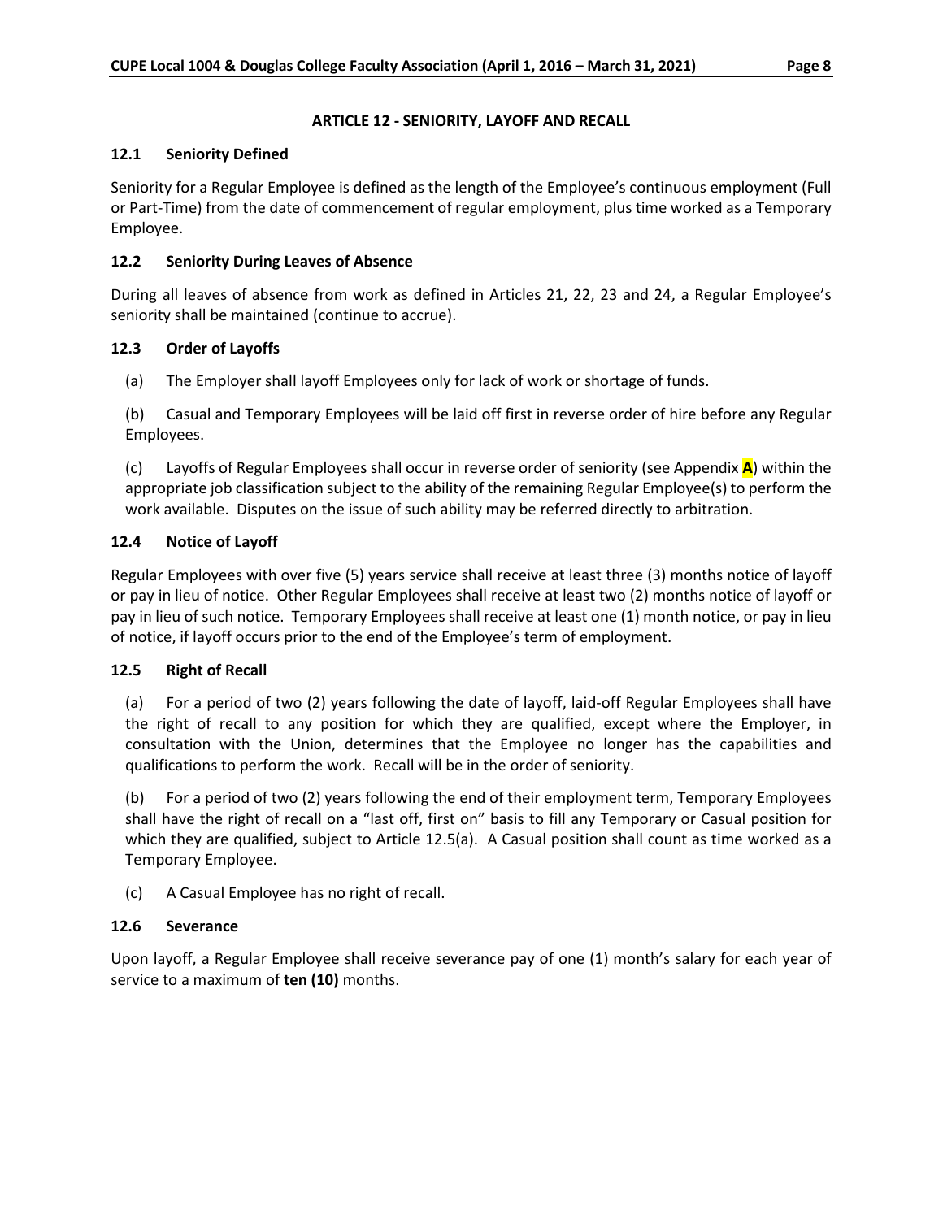## ARTICLE 12 - SENIORITY, LAYOFF AND RECALL

### 12.1 Seniority Defined

Seniority for a Regular Employee is defined as the length of the Employee's continuous employment (Full or Part-Time) from the date of commencement of regular employment, plus time worked as a Temporary Employee.

### 12.2 Seniority During Leaves of Absence

During all leaves of absence from work as defined in Articles 21, 22, 23 and 24, a Regular Employee's seniority shall be maintained (continue to accrue).

### 12.3 Order of Layoffs

(a) The Employer shall layoff Employees only for lack of work or shortage of funds.

(b) Casual and Temporary Employees will be laid off first in reverse order of hire before any Regular Employees.

(c) Layoffs of Regular Employees shall occur in reverse order of seniority (see Appendix **A**) within the appropriate job classification subject to the ability of the remaining Regular Employee(s) to perform the work available. Disputes on the issue of such ability may be referred directly to arbitration.

### 12.4 Notice of Layoff

Regular Employees with over five (5) years service shall receive at least three (3) months notice of layoff or pay in lieu of notice. Other Regular Employees shall receive at least two (2) months notice of layoff or pay in lieu of such notice. Temporary Employees shall receive at least one (1) month notice, or pay in lieu of notice, if layoff occurs prior to the end of the Employee's term of employment.

### 12.5 Right of Recall

(a) For a period of two (2) years following the date of layoff, laid-off Regular Employees shall have the right of recall to any position for which they are qualified, except where the Employer, in consultation with the Union, determines that the Employee no longer has the capabilities and qualifications to perform the work. Recall will be in the order of seniority.

(b) For a period of two (2) years following the end of their employment term, Temporary Employees shall have the right of recall on a "last off, first on" basis to fill any Temporary or Casual position for which they are qualified, subject to Article 12.5(a). A Casual position shall count as time worked as a Temporary Employee.

(c) A Casual Employee has no right of recall.

### 12.6 Severance

Upon layoff, a Regular Employee shall receive severance pay of one (1) month's salary for each year of service to a maximum of **ten (10)** months.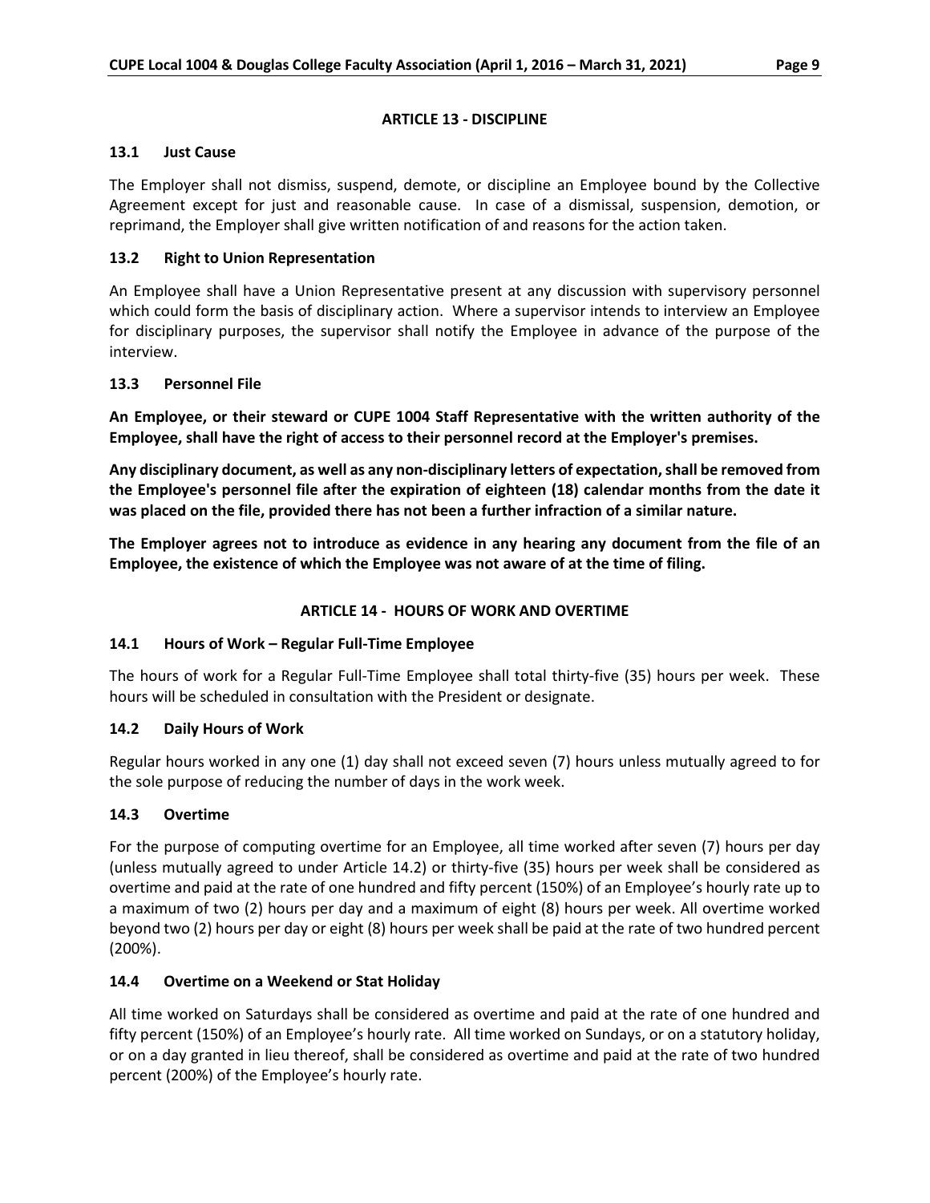## ARTICLE 13 - DISCIPLINE

### 13.1 Just Cause

The Employer shall not dismiss, suspend, demote, or discipline an Employee bound by the Collective Agreement except for just and reasonable cause. In case of a dismissal, suspension, demotion, or reprimand, the Employer shall give written notification of and reasons for the action taken.

### 13.2 Right to Union Representation

An Employee shall have a Union Representative present at any discussion with supervisory personnel which could form the basis of disciplinary action. Where a supervisor intends to interview an Employee for disciplinary purposes, the supervisor shall notify the Employee in advance of the purpose of the interview.

### 13.3 Personnel File

**An Employee, or their steward or CUPE 1004 Staff Representative with the written authority of the Employee, shall have the right of access to their personnel record at the Employer's premises.**

**Any disciplinary document, as well as any non-disciplinary letters of expectation, shall be removed from the Employee's personnel file after the expiration of eighteen (18) calendar months from the date it was placed on the file, provided there has not been a further infraction of a similar nature.**

**The Employer agrees not to introduce as evidence in any hearing any document from the file of an Employee, the existence of which the Employee was not aware of at the time of filing.**

## ARTICLE 14 - HOURS OF WORK AND OVERTIME

### 14.1 Hours of Work – Regular Full-Time Employee

The hours of work for a Regular Full-Time Employee shall total thirty-five (35) hours per week. These hours will be scheduled in consultation with the President or designate.

### 14.2 Daily Hours of Work

Regular hours worked in any one (1) day shall not exceed seven (7) hours unless mutually agreed to for the sole purpose of reducing the number of days in the work week.

### 14.3 Overtime

For the purpose of computing overtime for an Employee, all time worked after seven (7) hours per day (unless mutually agreed to under Article 14.2) or thirty-five (35) hours per week shall be considered as overtime and paid at the rate of one hundred and fifty percent (150%) of an Employee's hourly rate up to a maximum of two (2) hours per day and a maximum of eight (8) hours per week. All overtime worked beyond two (2) hours per day or eight (8) hours per week shall be paid at the rate of two hundred percent (200%).

### 14.4 Overtime on a Weekend or Stat Holiday

All time worked on Saturdays shall be considered as overtime and paid at the rate of one hundred and fifty percent (150%) of an Employee's hourly rate. All time worked on Sundays, or on a statutory holiday, or on a day granted in lieu thereof, shall be considered as overtime and paid at the rate of two hundred percent (200%) of the Employee's hourly rate.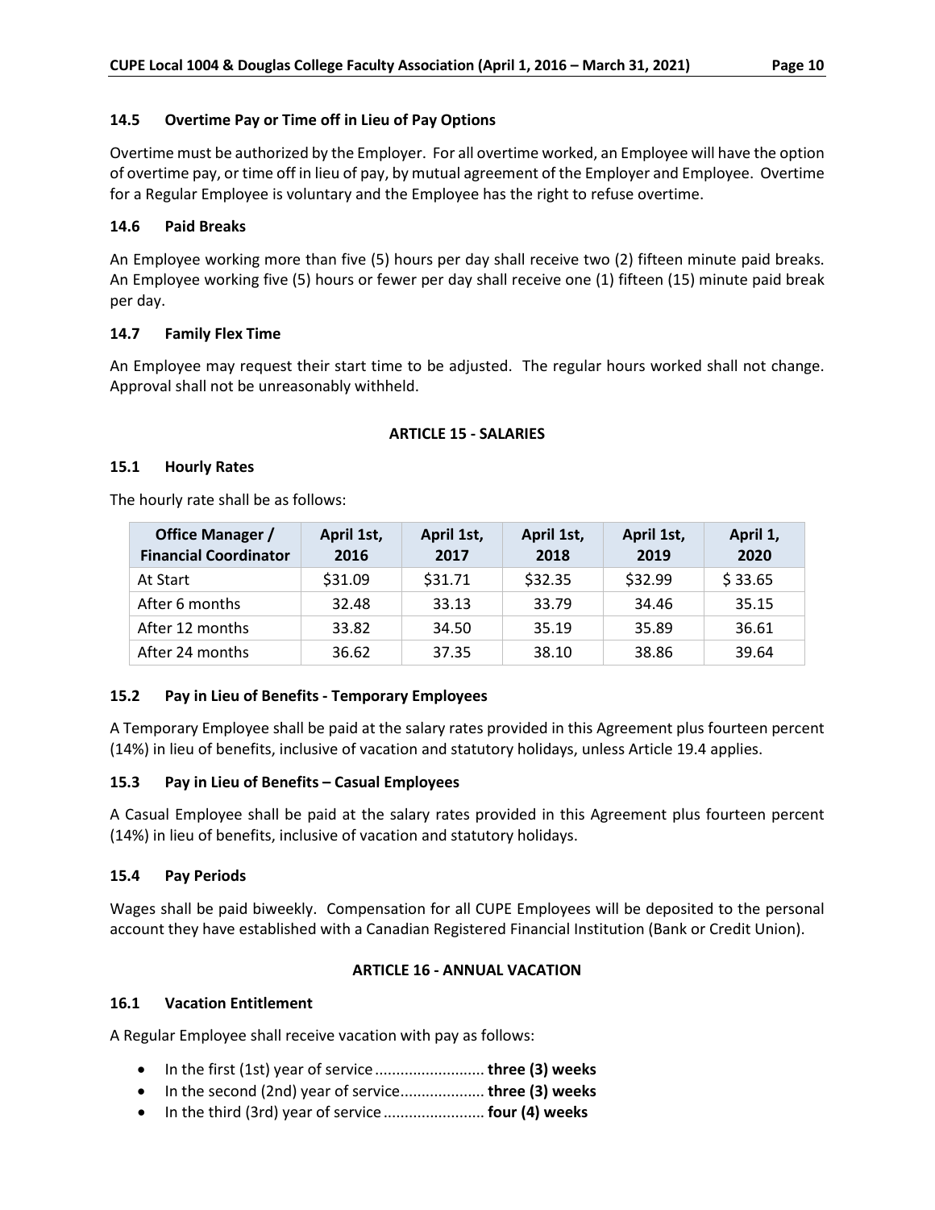### 14.5 Overtime Pay or Time off in Lieu of Pay Options

Overtime must be authorized by the Employer. For all overtime worked, an Employee will have the option of overtime pay, or time off in lieu of pay, by mutual agreement of the Employer and Employee. Overtime for a Regular Employee is voluntary and the Employee has the right to refuse overtime.

### 14.6 Paid Breaks

An Employee working more than five (5) hours per day shall receive two (2) fifteen minute paid breaks. An Employee working five (5) hours or fewer per day shall receive one (1) fifteen (15) minute paid break per day.

### 14.7 Family Flex Time

An Employee may request their start time to be adjusted. The regular hours worked shall not change. Approval shall not be unreasonably withheld.

## ARTICLE 15 - SALARIES

### 15.1 Hourly Rates

The hourly rate shall be as follows:

| Office Manager / Financial Coordinator | April 1st, 2016 | April 1st, 2017 | April 1st, 2018 | April 1st, 2019 | April 1, 2020 |
|---|---|---|---|---|---|
| At Start | $31.09 | $31.71 | $32.35 | $32.99 | $ 33.65 |
| After 6 months | 32.48 | 33.13 | 33.79 | 34.46 | 35.15 |
| After 12 months | 33.82 | 34.50 | 35.19 | 35.89 | 36.61 |
| After 24 months | 36.62 | 37.35 | 38.10 | 38.86 | 39.64 |

### 15.2 Pay in Lieu of Benefits - Temporary Employees

A Temporary Employee shall be paid at the salary rates provided in this Agreement plus fourteen percent (14%) in lieu of benefits, inclusive of vacation and statutory holidays, unless Article 19.4 applies.

### 15.3 Pay in Lieu of Benefits – Casual Employees

A Casual Employee shall be paid at the salary rates provided in this Agreement plus fourteen percent (14%) in lieu of benefits, inclusive of vacation and statutory holidays.

### 15.4 Pay Periods

Wages shall be paid biweekly. Compensation for all CUPE Employees will be deposited to the personal account they have established with a Canadian Registered Financial Institution (Bank or Credit Union).

## ARTICLE 16 - ANNUAL VACATION

### 16.1 Vacation Entitlement

A Regular Employee shall receive vacation with pay as follows:

- In the first (1st) year of service .......................... **three (3) weeks**
- In the second (2nd) year of service.................... **three (3) weeks**
- In the third (3rd) year of service ........................ **four (4) weeks**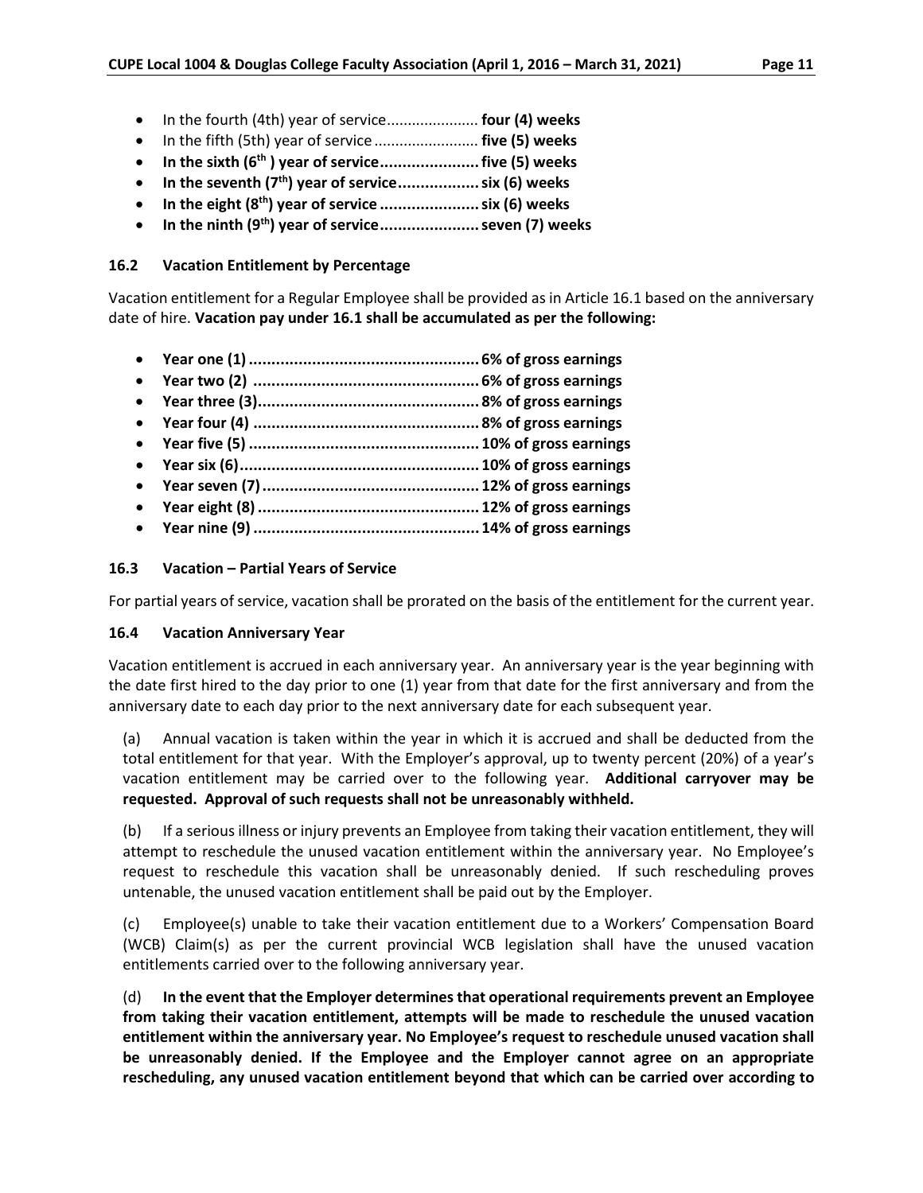- In the fourth (4th) year of service...................... **four (4) weeks**
- In the fifth (5th) year of service ......................... **five (5) weeks**
- **In the sixth (6th ) year of service...................... five (5) weeks**
- **In the seventh (7th) year of service.................. six (6) weeks**
- **In the eight (8th) year of service ...................... six (6) weeks**
- **In the ninth (9th) year of service...................... seven (7) weeks**

### 16.2 Vacation Entitlement by Percentage

Vacation entitlement for a Regular Employee shall be provided as in Article 16.1 based on the anniversary date of hire. **Vacation pay under 16.1 shall be accumulated as per the following:**

- **Year one (1) .................................................. 6% of gross earnings**
- **Year two (2) ................................................. 6% of gross earnings**
- **Year three (3)................................................ 8% of gross earnings**
- **Year four (4) ................................................. 8% of gross earnings**
- **Year five (5) .................................................. 10% of gross earnings**
- **Year six (6).................................................... 10% of gross earnings**
- **Year seven (7)................................................ 12% of gross earnings**
- **Year eight (8) ................................................ 12% of gross earnings**
- **Year nine (9) ................................................. 14% of gross earnings**

### 16.3 Vacation – Partial Years of Service

For partial years of service, vacation shall be prorated on the basis of the entitlement for the current year.

### 16.4 Vacation Anniversary Year

Vacation entitlement is accrued in each anniversary year. An anniversary year is the year beginning with the date first hired to the day prior to one (1) year from that date for the first anniversary and from the anniversary date to each day prior to the next anniversary date for each subsequent year.

(a) Annual vacation is taken within the year in which it is accrued and shall be deducted from the total entitlement for that year. With the Employer's approval, up to twenty percent (20%) of a year's vacation entitlement may be carried over to the following year. **Additional carryover may be requested. Approval of such requests shall not be unreasonably withheld.**

(b) If a serious illness or injury prevents an Employee from taking their vacation entitlement, they will attempt to reschedule the unused vacation entitlement within the anniversary year. No Employee's request to reschedule this vacation shall be unreasonably denied. If such rescheduling proves untenable, the unused vacation entitlement shall be paid out by the Employer.

(c) Employee(s) unable to take their vacation entitlement due to a Workers' Compensation Board (WCB) Claim(s) as per the current provincial WCB legislation shall have the unused vacation entitlements carried over to the following anniversary year.

(d) **In the event that the Employer determines that operational requirements prevent an Employee from taking their vacation entitlement, attempts will be made to reschedule the unused vacation entitlement within the anniversary year. No Employee's request to reschedule unused vacation shall be unreasonably denied. If the Employee and the Employer cannot agree on an appropriate rescheduling, any unused vacation entitlement beyond that which can be carried over according to**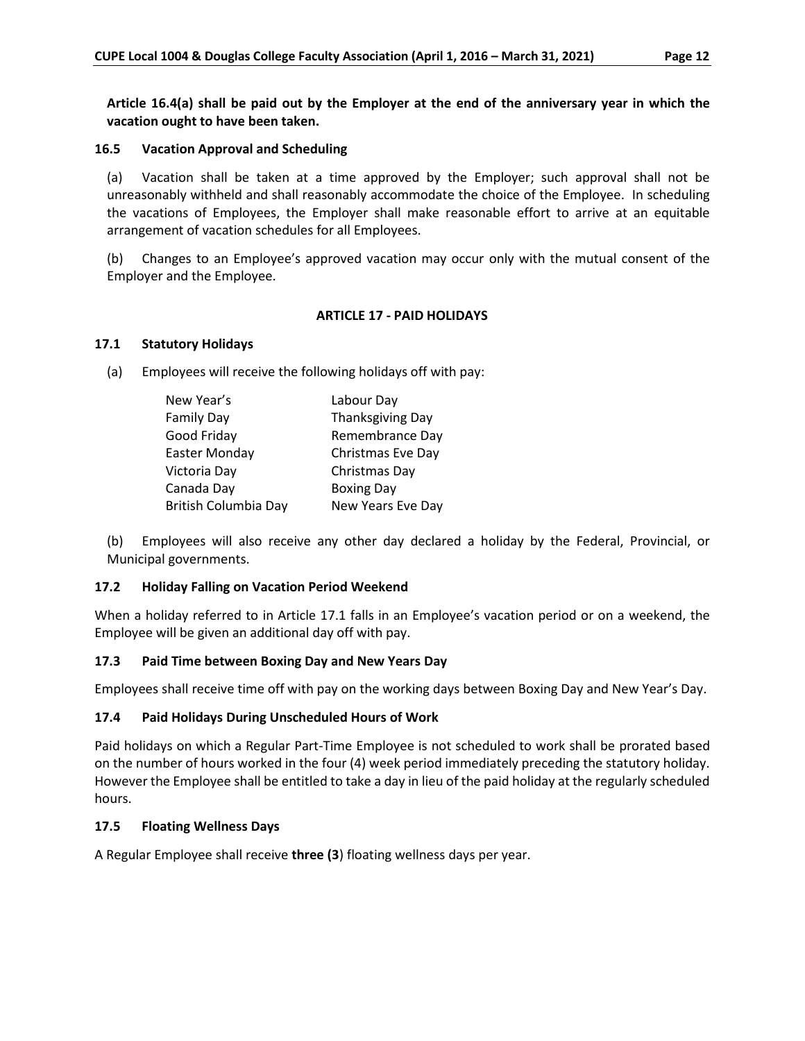**Article 16.4(a) shall be paid out by the Employer at the end of the anniversary year in which the vacation ought to have been taken.**

### 16.5 Vacation Approval and Scheduling

(a) Vacation shall be taken at a time approved by the Employer; such approval shall not be unreasonably withheld and shall reasonably accommodate the choice of the Employee. In scheduling the vacations of Employees, the Employer shall make reasonable effort to arrive at an equitable arrangement of vacation schedules for all Employees.

(b) Changes to an Employee's approved vacation may occur only with the mutual consent of the Employer and the Employee.

## ARTICLE 17 - PAID HOLIDAYS

### 17.1 Statutory Holidays

(a) Employees will receive the following holidays off with pay:

| | |
|---|---|
| New Year's | Labour Day |
| Family Day | Thanksgiving Day |
| Good Friday | Remembrance Day |
| Easter Monday | Christmas Eve Day |
| Victoria Day | Christmas Day |
| Canada Day | Boxing Day |
| British Columbia Day | New Years Eve Day |

(b) Employees will also receive any other day declared a holiday by the Federal, Provincial, or Municipal governments.

### 17.2 Holiday Falling on Vacation Period Weekend

When a holiday referred to in Article 17.1 falls in an Employee's vacation period or on a weekend, the Employee will be given an additional day off with pay.

### 17.3 Paid Time between Boxing Day and New Years Day

Employees shall receive time off with pay on the working days between Boxing Day and New Year's Day.

### 17.4 Paid Holidays During Unscheduled Hours of Work

Paid holidays on which a Regular Part-Time Employee is not scheduled to work shall be prorated based on the number of hours worked in the four (4) week period immediately preceding the statutory holiday. However the Employee shall be entitled to take a day in lieu of the paid holiday at the regularly scheduled hours.

### 17.5 Floating Wellness Days

A Regular Employee shall receive **three (3**) floating wellness days per year.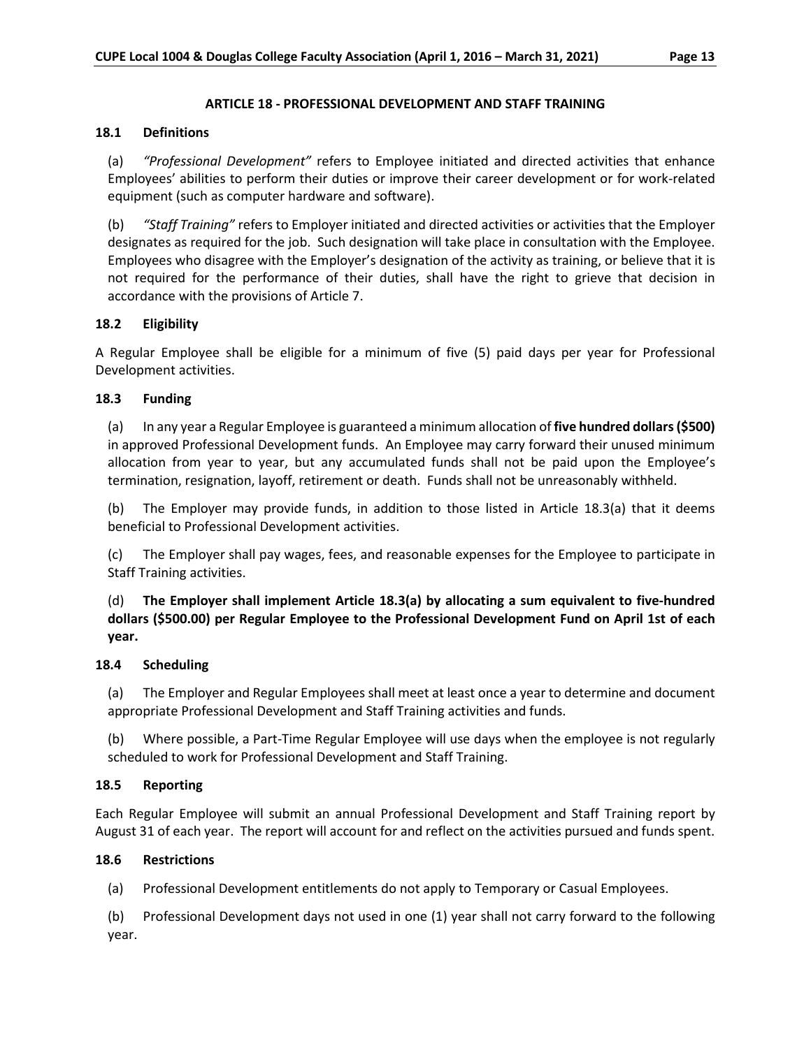## ARTICLE 18 - PROFESSIONAL DEVELOPMENT AND STAFF TRAINING

### 18.1 Definitions

(a) *"Professional Development"* refers to Employee initiated and directed activities that enhance Employees' abilities to perform their duties or improve their career development or for work-related equipment (such as computer hardware and software).

(b) *"Staff Training"* refers to Employer initiated and directed activities or activities that the Employer designates as required for the job. Such designation will take place in consultation with the Employee. Employees who disagree with the Employer's designation of the activity as training, or believe that it is not required for the performance of their duties, shall have the right to grieve that decision in accordance with the provisions of Article 7.

### 18.2 Eligibility

A Regular Employee shall be eligible for a minimum of five (5) paid days per year for Professional Development activities.

### 18.3 Funding

(a) In any year a Regular Employee is guaranteed a minimum allocation of **five hundred dollars ($500)** in approved Professional Development funds. An Employee may carry forward their unused minimum allocation from year to year, but any accumulated funds shall not be paid upon the Employee's termination, resignation, layoff, retirement or death. Funds shall not be unreasonably withheld.

(b) The Employer may provide funds, in addition to those listed in Article 18.3(a) that it deems beneficial to Professional Development activities.

(c) The Employer shall pay wages, fees, and reasonable expenses for the Employee to participate in Staff Training activities.

(d) **The Employer shall implement Article 18.3(a) by allocating a sum equivalent to five-hundred dollars ($500.00) per Regular Employee to the Professional Development Fund on April 1st of each year.**

### 18.4 Scheduling

(a) The Employer and Regular Employees shall meet at least once a year to determine and document appropriate Professional Development and Staff Training activities and funds.

(b) Where possible, a Part-Time Regular Employee will use days when the employee is not regularly scheduled to work for Professional Development and Staff Training.

### 18.5 Reporting

Each Regular Employee will submit an annual Professional Development and Staff Training report by August 31 of each year. The report will account for and reflect on the activities pursued and funds spent.

### 18.6 Restrictions

(a) Professional Development entitlements do not apply to Temporary or Casual Employees.

(b) Professional Development days not used in one (1) year shall not carry forward to the following year.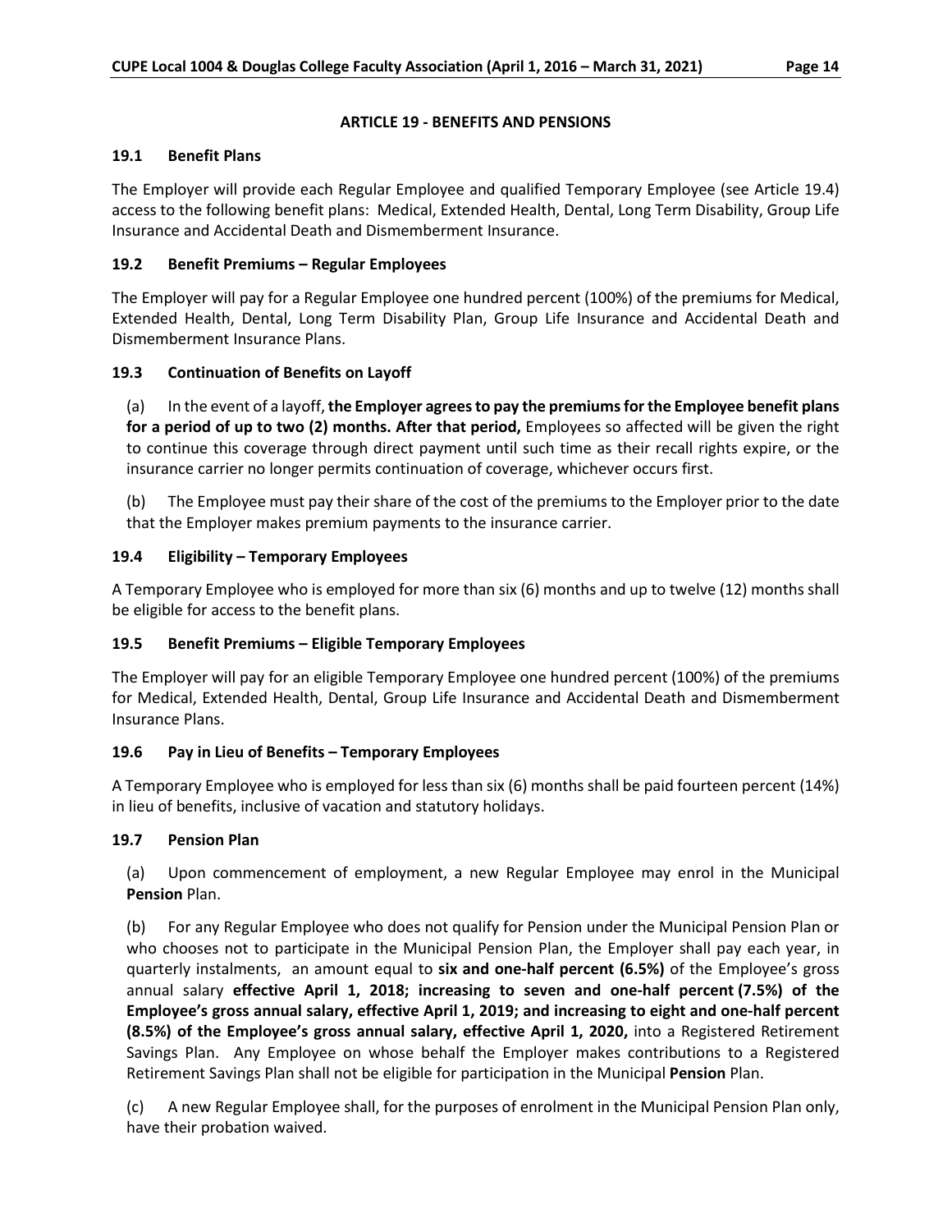## ARTICLE 19 - BENEFITS AND PENSIONS

### 19.1 Benefit Plans

The Employer will provide each Regular Employee and qualified Temporary Employee (see Article 19.4) access to the following benefit plans: Medical, Extended Health, Dental, Long Term Disability, Group Life Insurance and Accidental Death and Dismemberment Insurance.

### 19.2 Benefit Premiums – Regular Employees

The Employer will pay for a Regular Employee one hundred percent (100%) of the premiums for Medical, Extended Health, Dental, Long Term Disability Plan, Group Life Insurance and Accidental Death and Dismemberment Insurance Plans.

### 19.3 Continuation of Benefits on Layoff

(a) In the event of a layoff, **the Employer agrees to pay the premiums for the Employee benefit plans for a period of up to two (2) months. After that period,** Employees so affected will be given the right to continue this coverage through direct payment until such time as their recall rights expire, or the insurance carrier no longer permits continuation of coverage, whichever occurs first.

(b) The Employee must pay their share of the cost of the premiums to the Employer prior to the date that the Employer makes premium payments to the insurance carrier.

### 19.4 Eligibility – Temporary Employees

A Temporary Employee who is employed for more than six (6) months and up to twelve (12) months shall be eligible for access to the benefit plans.

### 19.5 Benefit Premiums – Eligible Temporary Employees

The Employer will pay for an eligible Temporary Employee one hundred percent (100%) of the premiums for Medical, Extended Health, Dental, Group Life Insurance and Accidental Death and Dismemberment Insurance Plans.

### 19.6 Pay in Lieu of Benefits – Temporary Employees

A Temporary Employee who is employed for less than six (6) months shall be paid fourteen percent (14%) in lieu of benefits, inclusive of vacation and statutory holidays.

### 19.7 Pension Plan

(a) Upon commencement of employment, a new Regular Employee may enrol in the Municipal **Pension** Plan.

(b) For any Regular Employee who does not qualify for Pension under the Municipal Pension Plan or who chooses not to participate in the Municipal Pension Plan, the Employer shall pay each year, in quarterly instalments, an amount equal to **six and one-half percent (6.5%)** of the Employee's gross annual salary **effective April 1, 2018; increasing to seven and one-half percent (7.5%) of the Employee's gross annual salary, effective April 1, 2019; and increasing to eight and one-half percent (8.5%) of the Employee's gross annual salary, effective April 1, 2020,** into a Registered Retirement Savings Plan. Any Employee on whose behalf the Employer makes contributions to a Registered Retirement Savings Plan shall not be eligible for participation in the Municipal **Pension** Plan.

(c) A new Regular Employee shall, for the purposes of enrolment in the Municipal Pension Plan only, have their probation waived.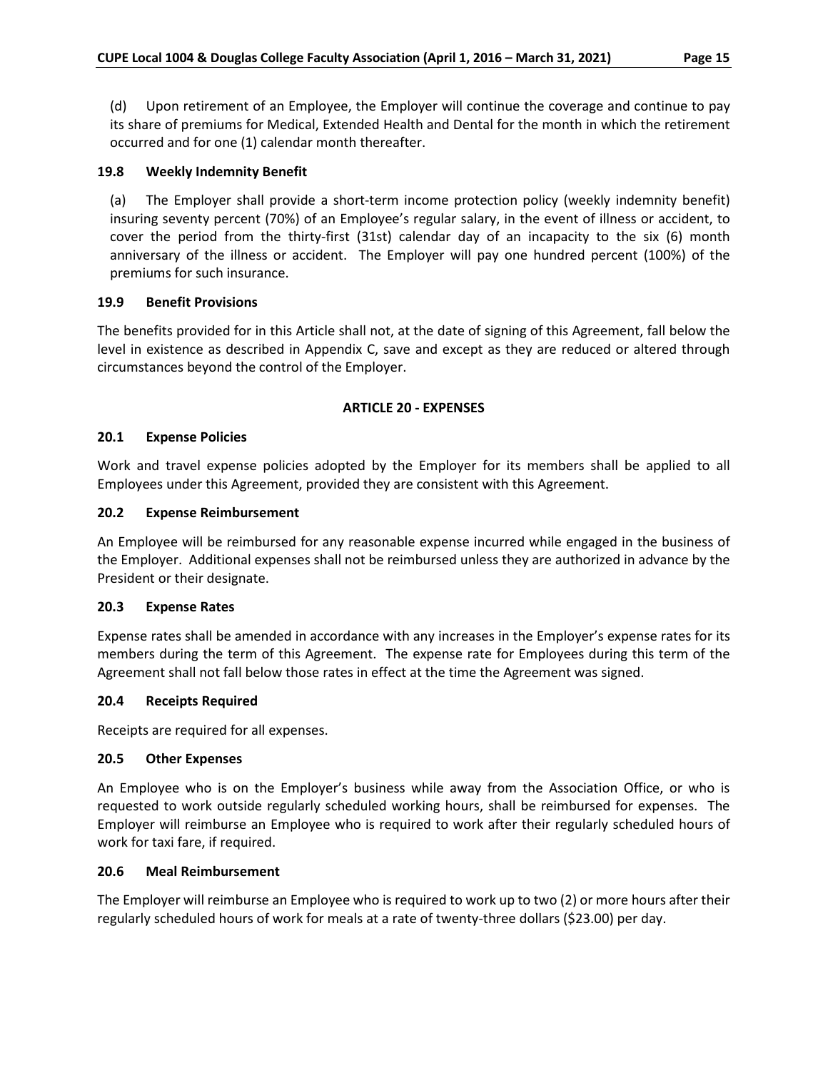(d) Upon retirement of an Employee, the Employer will continue the coverage and continue to pay its share of premiums for Medical, Extended Health and Dental for the month in which the retirement occurred and for one (1) calendar month thereafter.

### 19.8 Weekly Indemnity Benefit

(a) The Employer shall provide a short-term income protection policy (weekly indemnity benefit) insuring seventy percent (70%) of an Employee's regular salary, in the event of illness or accident, to cover the period from the thirty-first (31st) calendar day of an incapacity to the six (6) month anniversary of the illness or accident. The Employer will pay one hundred percent (100%) of the premiums for such insurance.

### 19.9 Benefit Provisions

The benefits provided for in this Article shall not, at the date of signing of this Agreement, fall below the level in existence as described in Appendix C, save and except as they are reduced or altered through circumstances beyond the control of the Employer.

## ARTICLE 20 - EXPENSES

### 20.1 Expense Policies

Work and travel expense policies adopted by the Employer for its members shall be applied to all Employees under this Agreement, provided they are consistent with this Agreement.

### 20.2 Expense Reimbursement

An Employee will be reimbursed for any reasonable expense incurred while engaged in the business of the Employer. Additional expenses shall not be reimbursed unless they are authorized in advance by the President or their designate.

### 20.3 Expense Rates

Expense rates shall be amended in accordance with any increases in the Employer's expense rates for its members during the term of this Agreement. The expense rate for Employees during this term of the Agreement shall not fall below those rates in effect at the time the Agreement was signed.

### 20.4 Receipts Required

Receipts are required for all expenses.

### 20.5 Other Expenses

An Employee who is on the Employer's business while away from the Association Office, or who is requested to work outside regularly scheduled working hours, shall be reimbursed for expenses. The Employer will reimburse an Employee who is required to work after their regularly scheduled hours of work for taxi fare, if required.

### 20.6 Meal Reimbursement

The Employer will reimburse an Employee who is required to work up to two (2) or more hours after their regularly scheduled hours of work for meals at a rate of twenty-three dollars ($23.00) per day.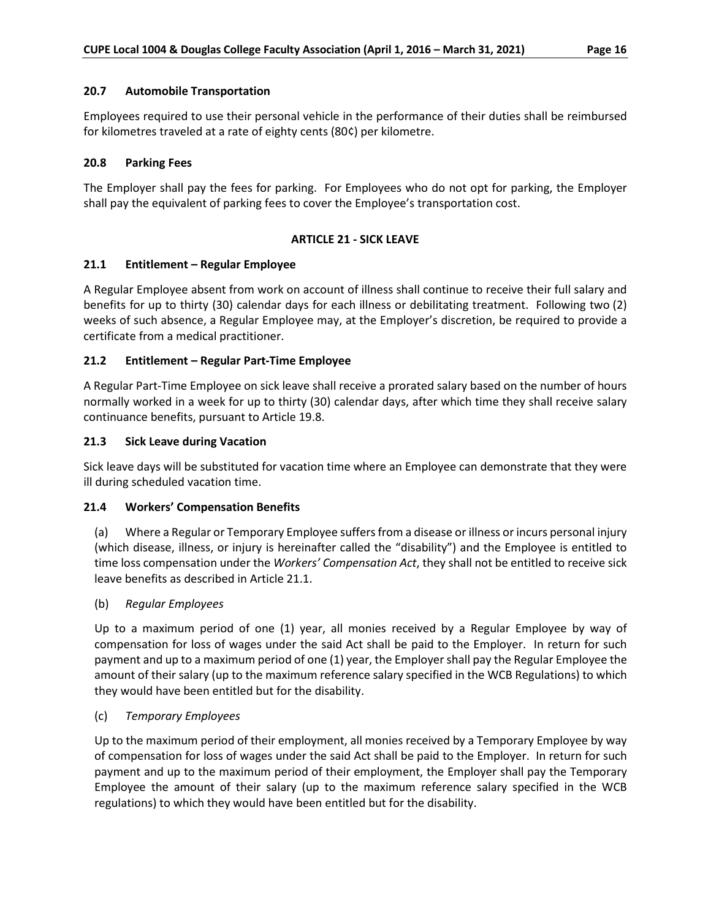### 20.7 Automobile Transportation

Employees required to use their personal vehicle in the performance of their duties shall be reimbursed for kilometres traveled at a rate of eighty cents (80¢) per kilometre.

### 20.8 Parking Fees

The Employer shall pay the fees for parking. For Employees who do not opt for parking, the Employer shall pay the equivalent of parking fees to cover the Employee's transportation cost.

## ARTICLE 21 - SICK LEAVE

### 21.1 Entitlement – Regular Employee

A Regular Employee absent from work on account of illness shall continue to receive their full salary and benefits for up to thirty (30) calendar days for each illness or debilitating treatment. Following two (2) weeks of such absence, a Regular Employee may, at the Employer's discretion, be required to provide a certificate from a medical practitioner.

### 21.2 Entitlement – Regular Part-Time Employee

A Regular Part-Time Employee on sick leave shall receive a prorated salary based on the number of hours normally worked in a week for up to thirty (30) calendar days, after which time they shall receive salary continuance benefits, pursuant to Article 19.8.

### 21.3 Sick Leave during Vacation

Sick leave days will be substituted for vacation time where an Employee can demonstrate that they were ill during scheduled vacation time.

### 21.4 Workers' Compensation Benefits

(a) Where a Regular or Temporary Employee suffers from a disease or illness or incurs personal injury (which disease, illness, or injury is hereinafter called the "disability") and the Employee is entitled to time loss compensation under the *Workers' Compensation Act*, they shall not be entitled to receive sick leave benefits as described in Article 21.1.

(b) *Regular Employees*

Up to a maximum period of one (1) year, all monies received by a Regular Employee by way of compensation for loss of wages under the said Act shall be paid to the Employer. In return for such payment and up to a maximum period of one (1) year, the Employer shall pay the Regular Employee the amount of their salary (up to the maximum reference salary specified in the WCB Regulations) to which they would have been entitled but for the disability.

(c) *Temporary Employees*

Up to the maximum period of their employment, all monies received by a Temporary Employee by way of compensation for loss of wages under the said Act shall be paid to the Employer. In return for such payment and up to the maximum period of their employment, the Employer shall pay the Temporary Employee the amount of their salary (up to the maximum reference salary specified in the WCB regulations) to which they would have been entitled but for the disability.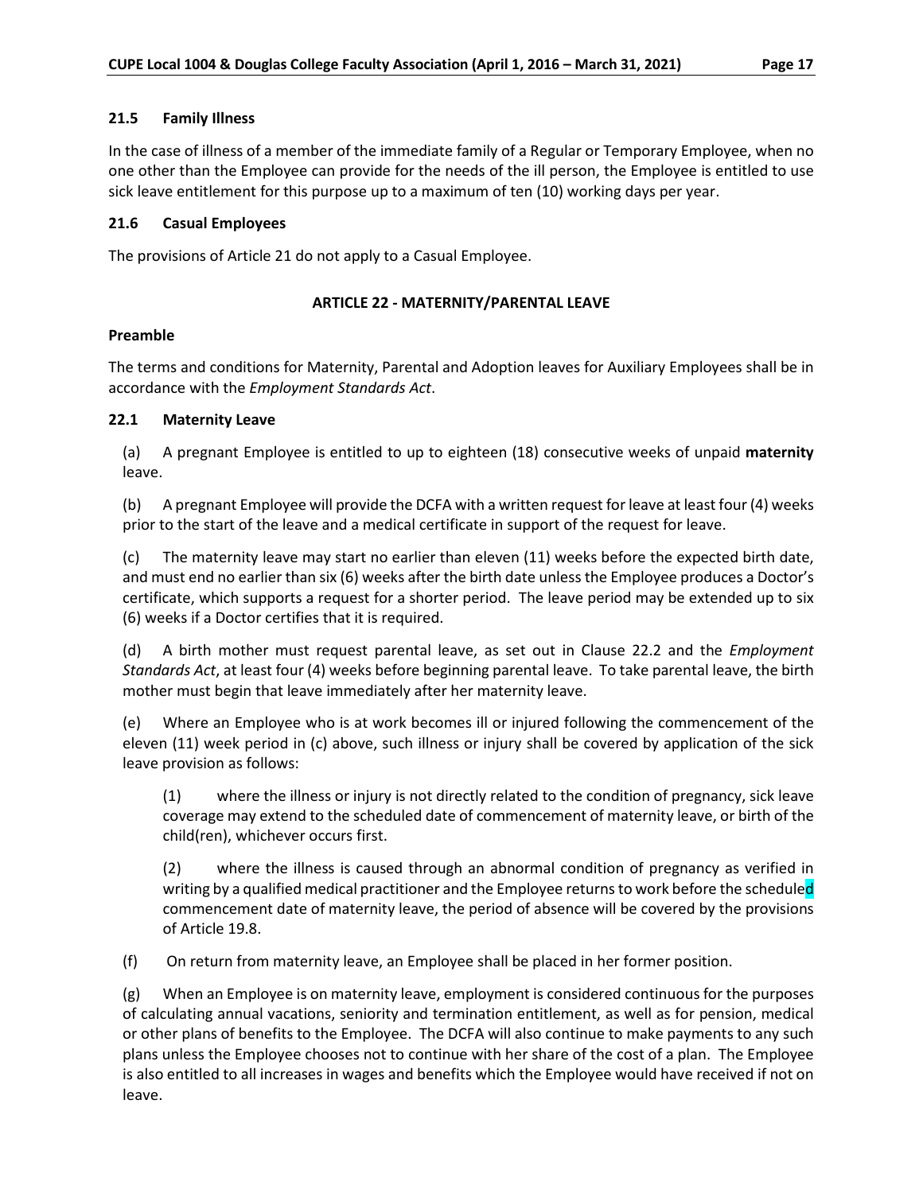### 21.5 Family Illness

In the case of illness of a member of the immediate family of a Regular or Temporary Employee, when no one other than the Employee can provide for the needs of the ill person, the Employee is entitled to use sick leave entitlement for this purpose up to a maximum of ten (10) working days per year.

### 21.6 Casual Employees

The provisions of Article 21 do not apply to a Casual Employee.

## ARTICLE 22 - MATERNITY/PARENTAL LEAVE

### Preamble

The terms and conditions for Maternity, Parental and Adoption leaves for Auxiliary Employees shall be in accordance with the *Employment Standards Act*.

### 22.1 Maternity Leave

(a) A pregnant Employee is entitled to up to eighteen (18) consecutive weeks of unpaid **maternity** leave.

(b) A pregnant Employee will provide the DCFA with a written request for leave at least four (4) weeks prior to the start of the leave and a medical certificate in support of the request for leave.

(c) The maternity leave may start no earlier than eleven (11) weeks before the expected birth date, and must end no earlier than six (6) weeks after the birth date unless the Employee produces a Doctor's certificate, which supports a request for a shorter period. The leave period may be extended up to six (6) weeks if a Doctor certifies that it is required.

(d) A birth mother must request parental leave, as set out in Clause 22.2 and the *Employment Standards Act*, at least four (4) weeks before beginning parental leave. To take parental leave, the birth mother must begin that leave immediately after her maternity leave.

(e) Where an Employee who is at work becomes ill or injured following the commencement of the eleven (11) week period in (c) above, such illness or injury shall be covered by application of the sick leave provision as follows:

> (1) where the illness or injury is not directly related to the condition of pregnancy, sick leave coverage may extend to the scheduled date of commencement of maternity leave, or birth of the child(ren), whichever occurs first.
>
> (2) where the illness is caused through an abnormal condition of pregnancy as verified in writing by a qualified medical practitioner and the Employee returns to work before the scheduled commencement date of maternity leave, the period of absence will be covered by the provisions of Article 19.8.

(f) On return from maternity leave, an Employee shall be placed in her former position.

(g) When an Employee is on maternity leave, employment is considered continuous for the purposes of calculating annual vacations, seniority and termination entitlement, as well as for pension, medical or other plans of benefits to the Employee. The DCFA will also continue to make payments to any such plans unless the Employee chooses not to continue with her share of the cost of a plan. The Employee is also entitled to all increases in wages and benefits which the Employee would have received if not on leave.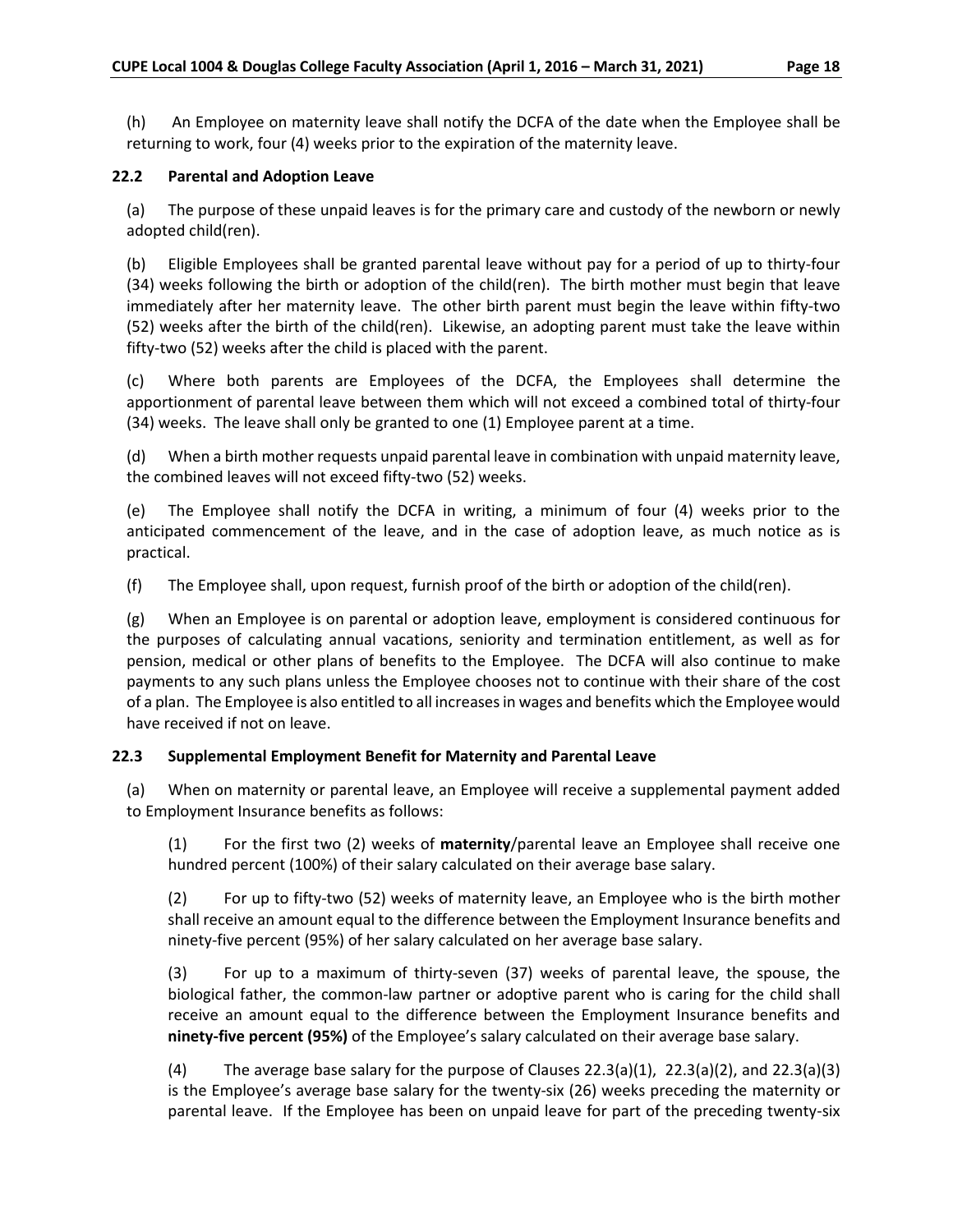(h) An Employee on maternity leave shall notify the DCFA of the date when the Employee shall be returning to work, four (4) weeks prior to the expiration of the maternity leave.

### 22.2 Parental and Adoption Leave

(a) The purpose of these unpaid leaves is for the primary care and custody of the newborn or newly adopted child(ren).

(b) Eligible Employees shall be granted parental leave without pay for a period of up to thirty-four (34) weeks following the birth or adoption of the child(ren). The birth mother must begin that leave immediately after her maternity leave. The other birth parent must begin the leave within fifty-two (52) weeks after the birth of the child(ren). Likewise, an adopting parent must take the leave within fifty-two (52) weeks after the child is placed with the parent.

(c) Where both parents are Employees of the DCFA, the Employees shall determine the apportionment of parental leave between them which will not exceed a combined total of thirty-four (34) weeks. The leave shall only be granted to one (1) Employee parent at a time.

(d) When a birth mother requests unpaid parental leave in combination with unpaid maternity leave, the combined leaves will not exceed fifty-two (52) weeks.

(e) The Employee shall notify the DCFA in writing, a minimum of four (4) weeks prior to the anticipated commencement of the leave, and in the case of adoption leave, as much notice as is practical.

(f) The Employee shall, upon request, furnish proof of the birth or adoption of the child(ren).

(g) When an Employee is on parental or adoption leave, employment is considered continuous for the purposes of calculating annual vacations, seniority and termination entitlement, as well as for pension, medical or other plans of benefits to the Employee. The DCFA will also continue to make payments to any such plans unless the Employee chooses not to continue with their share of the cost of a plan. The Employee is also entitled to all increases in wages and benefits which the Employee would have received if not on leave.

### 22.3 Supplemental Employment Benefit for Maternity and Parental Leave

(a) When on maternity or parental leave, an Employee will receive a supplemental payment added to Employment Insurance benefits as follows:

(1) For the first two (2) weeks of **maternity**/parental leave an Employee shall receive one hundred percent (100%) of their salary calculated on their average base salary.

(2) For up to fifty-two (52) weeks of maternity leave, an Employee who is the birth mother shall receive an amount equal to the difference between the Employment Insurance benefits and ninety-five percent (95%) of her salary calculated on her average base salary.

(3) For up to a maximum of thirty-seven (37) weeks of parental leave, the spouse, the biological father, the common-law partner or adoptive parent who is caring for the child shall receive an amount equal to the difference between the Employment Insurance benefits and **ninety-five percent (95%)** of the Employee's salary calculated on their average base salary.

(4) The average base salary for the purpose of Clauses 22.3(a)(1), 22.3(a)(2), and 22.3(a)(3) is the Employee's average base salary for the twenty-six (26) weeks preceding the maternity or parental leave. If the Employee has been on unpaid leave for part of the preceding twenty-six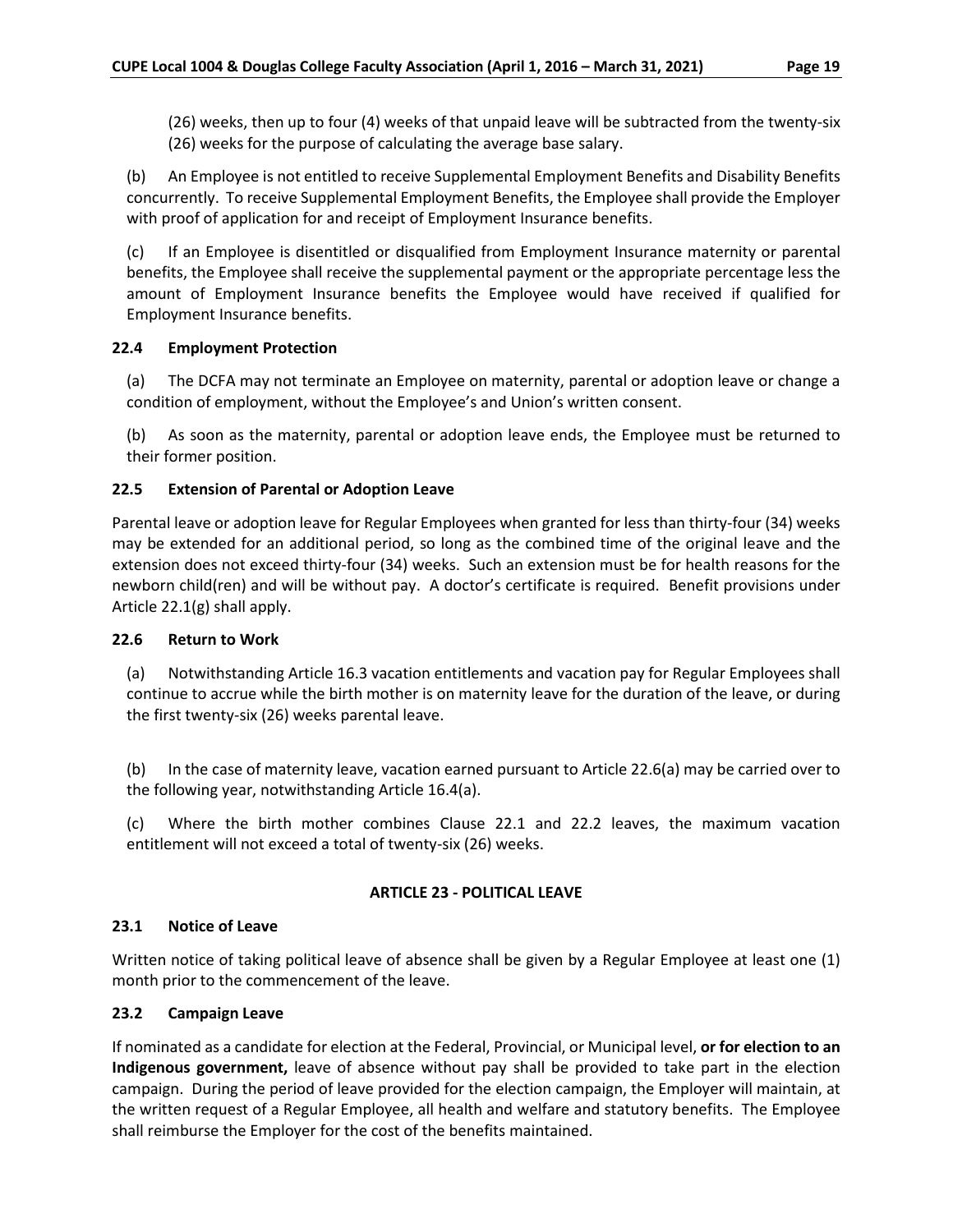(26) weeks, then up to four (4) weeks of that unpaid leave will be subtracted from the twenty-six (26) weeks for the purpose of calculating the average base salary.

(b) An Employee is not entitled to receive Supplemental Employment Benefits and Disability Benefits concurrently. To receive Supplemental Employment Benefits, the Employee shall provide the Employer with proof of application for and receipt of Employment Insurance benefits.

(c) If an Employee is disentitled or disqualified from Employment Insurance maternity or parental benefits, the Employee shall receive the supplemental payment or the appropriate percentage less the amount of Employment Insurance benefits the Employee would have received if qualified for Employment Insurance benefits.

### 22.4 Employment Protection

(a) The DCFA may not terminate an Employee on maternity, parental or adoption leave or change a condition of employment, without the Employee's and Union's written consent.

(b) As soon as the maternity, parental or adoption leave ends, the Employee must be returned to their former position.

### 22.5 Extension of Parental or Adoption Leave

Parental leave or adoption leave for Regular Employees when granted for less than thirty-four (34) weeks may be extended for an additional period, so long as the combined time of the original leave and the extension does not exceed thirty-four (34) weeks. Such an extension must be for health reasons for the newborn child(ren) and will be without pay. A doctor's certificate is required. Benefit provisions under Article 22.1(g) shall apply.

### 22.6 Return to Work

(a) Notwithstanding Article 16.3 vacation entitlements and vacation pay for Regular Employees shall continue to accrue while the birth mother is on maternity leave for the duration of the leave, or during the first twenty-six (26) weeks parental leave.

(b) In the case of maternity leave, vacation earned pursuant to Article 22.6(a) may be carried over to the following year, notwithstanding Article 16.4(a).

(c) Where the birth mother combines Clause 22.1 and 22.2 leaves, the maximum vacation entitlement will not exceed a total of twenty-six (26) weeks.

## ARTICLE 23 - POLITICAL LEAVE

### 23.1 Notice of Leave

Written notice of taking political leave of absence shall be given by a Regular Employee at least one (1) month prior to the commencement of the leave.

### 23.2 Campaign Leave

If nominated as a candidate for election at the Federal, Provincial, or Municipal level, **or for election to an Indigenous government,** leave of absence without pay shall be provided to take part in the election campaign. During the period of leave provided for the election campaign, the Employer will maintain, at the written request of a Regular Employee, all health and welfare and statutory benefits. The Employee shall reimburse the Employer for the cost of the benefits maintained.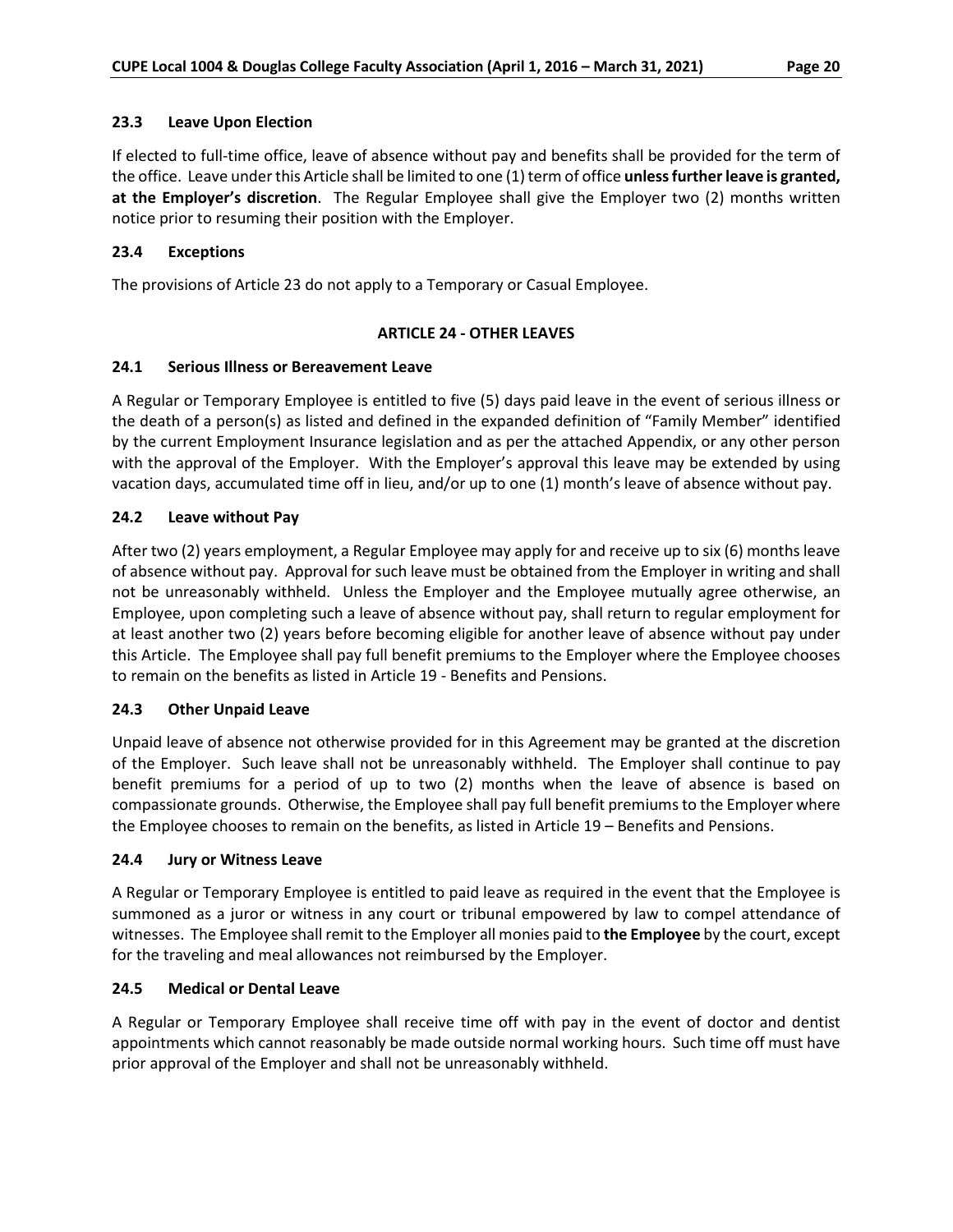### 23.3 Leave Upon Election

If elected to full-time office, leave of absence without pay and benefits shall be provided for the term of the office. Leave under this Article shall be limited to one (1) term of office **unless further leave is granted, at the Employer's discretion**. The Regular Employee shall give the Employer two (2) months written notice prior to resuming their position with the Employer.

### 23.4 Exceptions

The provisions of Article 23 do not apply to a Temporary or Casual Employee.

## ARTICLE 24 - OTHER LEAVES

### 24.1 Serious Illness or Bereavement Leave

A Regular or Temporary Employee is entitled to five (5) days paid leave in the event of serious illness or the death of a person(s) as listed and defined in the expanded definition of "Family Member" identified by the current Employment Insurance legislation and as per the attached Appendix, or any other person with the approval of the Employer. With the Employer's approval this leave may be extended by using vacation days, accumulated time off in lieu, and/or up to one (1) month's leave of absence without pay.

### 24.2 Leave without Pay

After two (2) years employment, a Regular Employee may apply for and receive up to six (6) months leave of absence without pay. Approval for such leave must be obtained from the Employer in writing and shall not be unreasonably withheld. Unless the Employer and the Employee mutually agree otherwise, an Employee, upon completing such a leave of absence without pay, shall return to regular employment for at least another two (2) years before becoming eligible for another leave of absence without pay under this Article. The Employee shall pay full benefit premiums to the Employer where the Employee chooses to remain on the benefits as listed in Article 19 - Benefits and Pensions.

### 24.3 Other Unpaid Leave

Unpaid leave of absence not otherwise provided for in this Agreement may be granted at the discretion of the Employer. Such leave shall not be unreasonably withheld. The Employer shall continue to pay benefit premiums for a period of up to two (2) months when the leave of absence is based on compassionate grounds. Otherwise, the Employee shall pay full benefit premiums to the Employer where the Employee chooses to remain on the benefits, as listed in Article 19 – Benefits and Pensions.

### 24.4 Jury or Witness Leave

A Regular or Temporary Employee is entitled to paid leave as required in the event that the Employee is summoned as a juror or witness in any court or tribunal empowered by law to compel attendance of witnesses. The Employee shall remit to the Employer all monies paid to **the Employee** by the court, except for the traveling and meal allowances not reimbursed by the Employer.

### 24.5 Medical or Dental Leave

A Regular or Temporary Employee shall receive time off with pay in the event of doctor and dentist appointments which cannot reasonably be made outside normal working hours. Such time off must have prior approval of the Employer and shall not be unreasonably withheld.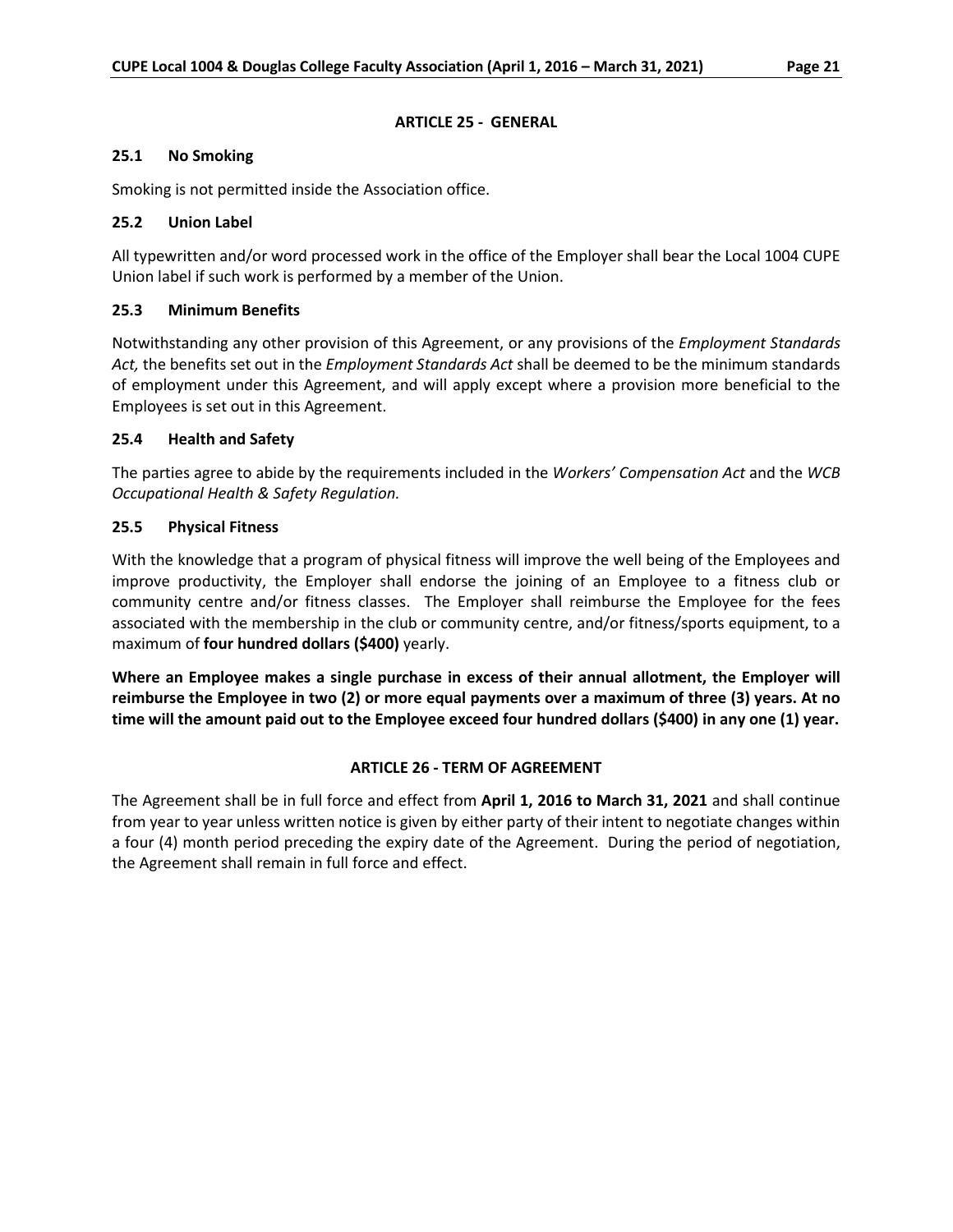## ARTICLE 25 - GENERAL

### 25.1 No Smoking

Smoking is not permitted inside the Association office.

### 25.2 Union Label

All typewritten and/or word processed work in the office of the Employer shall bear the Local 1004 CUPE Union label if such work is performed by a member of the Union.

### 25.3 Minimum Benefits

Notwithstanding any other provision of this Agreement, or any provisions of the *Employment Standards Act,* the benefits set out in the *Employment Standards Act* shall be deemed to be the minimum standards of employment under this Agreement, and will apply except where a provision more beneficial to the Employees is set out in this Agreement.

### 25.4 Health and Safety

The parties agree to abide by the requirements included in the *Workers' Compensation Act* and the *WCB Occupational Health & Safety Regulation.*

### 25.5 Physical Fitness

With the knowledge that a program of physical fitness will improve the well being of the Employees and improve productivity, the Employer shall endorse the joining of an Employee to a fitness club or community centre and/or fitness classes. The Employer shall reimburse the Employee for the fees associated with the membership in the club or community centre, and/or fitness/sports equipment, to a maximum of **four hundred dollars ($400)** yearly.

**Where an Employee makes a single purchase in excess of their annual allotment, the Employer will reimburse the Employee in two (2) or more equal payments over a maximum of three (3) years. At no time will the amount paid out to the Employee exceed four hundred dollars ($400) in any one (1) year.**

## ARTICLE 26 - TERM OF AGREEMENT

The Agreement shall be in full force and effect from **April 1, 2016 to March 31, 2021** and shall continue from year to year unless written notice is given by either party of their intent to negotiate changes within a four (4) month period preceding the expiry date of the Agreement. During the period of negotiation, the Agreement shall remain in full force and effect.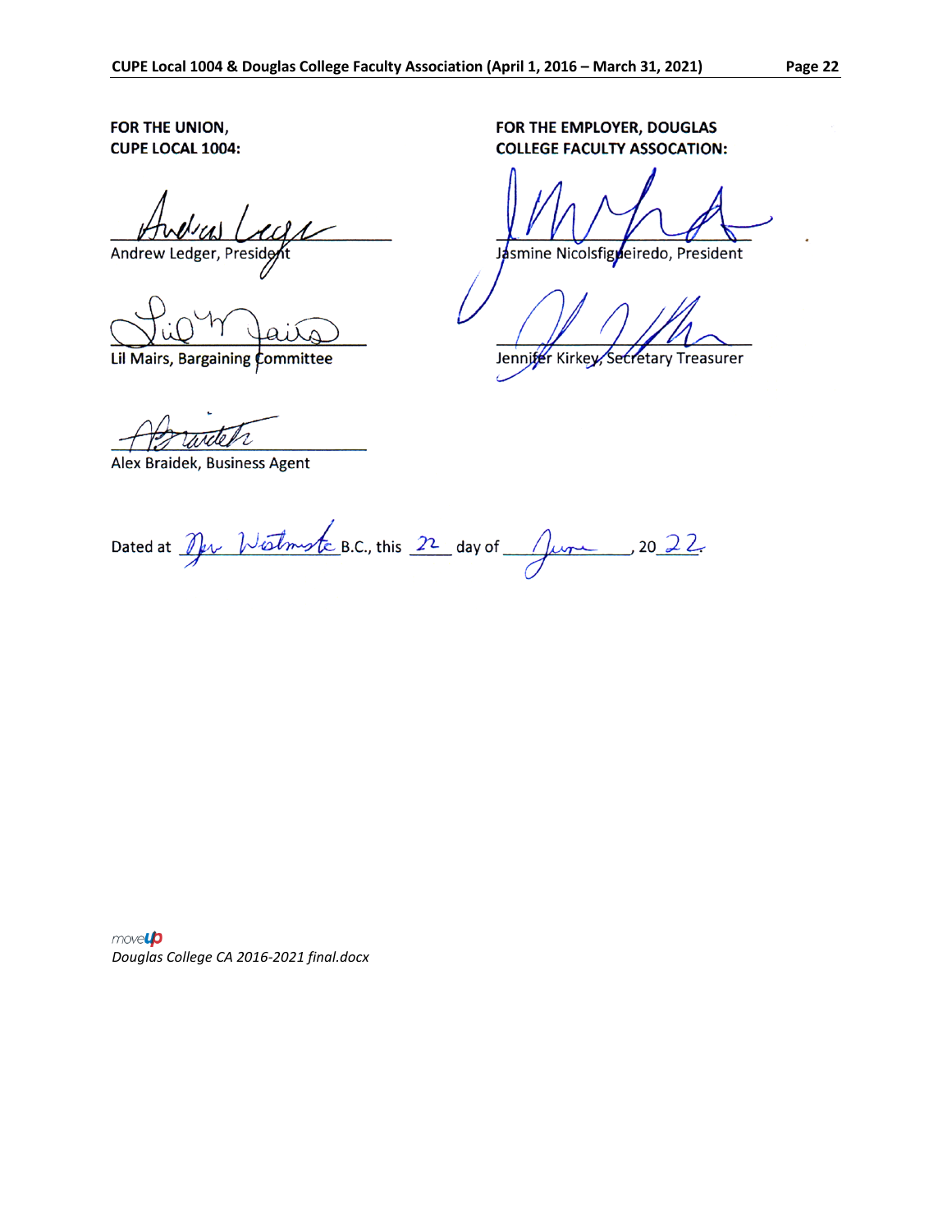**FOR THE UNION,**
**CUPE LOCAL 1004:**

Andrew Ledger, President

Lil Mairs, Bargaining Committee

Alex Braidek, Business Agent

**FOR THE EMPLOYER, DOUGLAS COLLEGE FACULTY ASSOCATION:**

Jasmine Nicolsfigueiredo, President

Jennifer Kirkey, Secretary Treasurer

Dated at New Westminster B.C., this 22 day of June, 2022

*Douglas College CA 2016-2021 final.docx*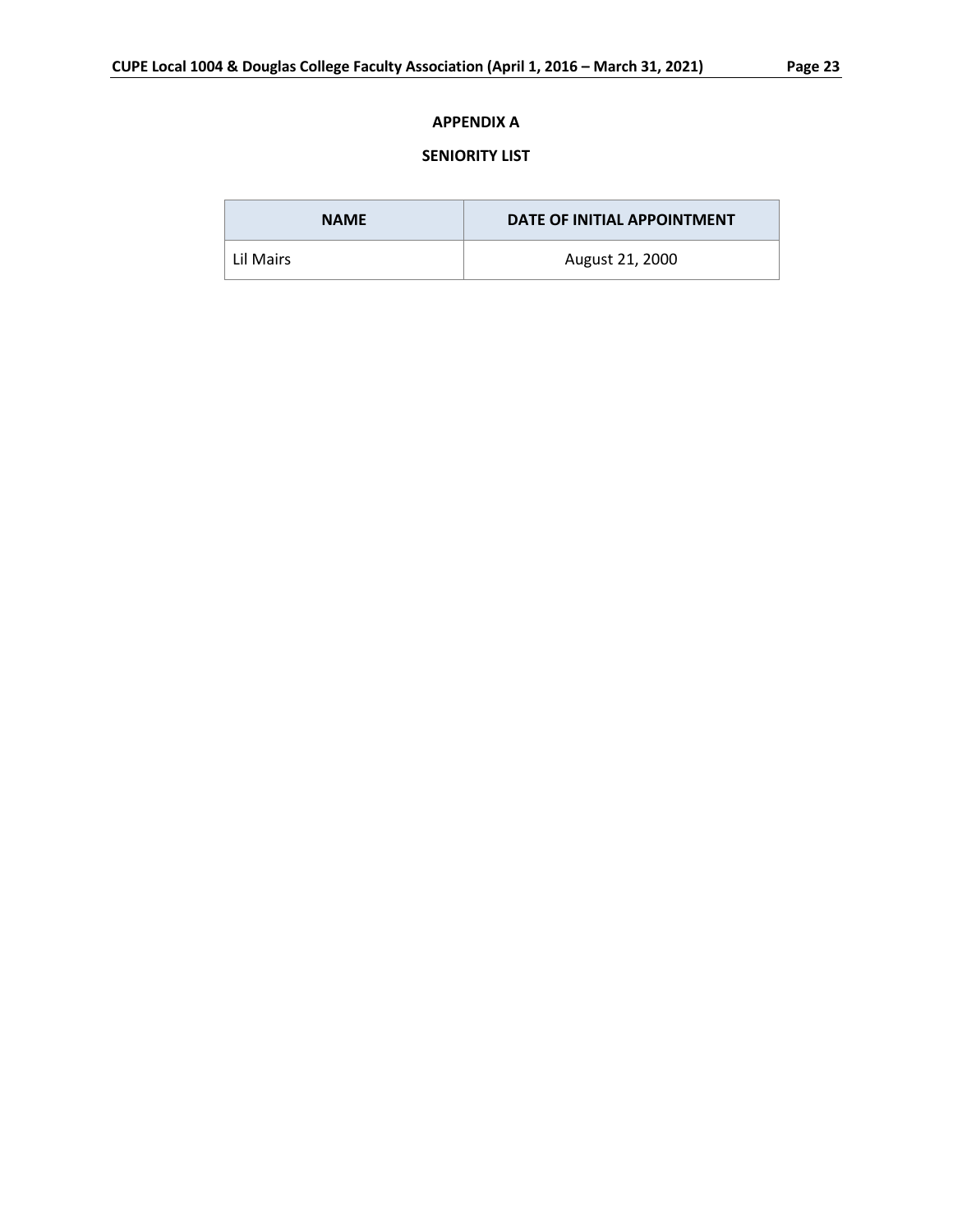# APPENDIX A

## SENIORITY LIST

| NAME | DATE OF INITIAL APPOINTMENT |
| --- | --- |
| Lil Mairs | August 21, 2000 |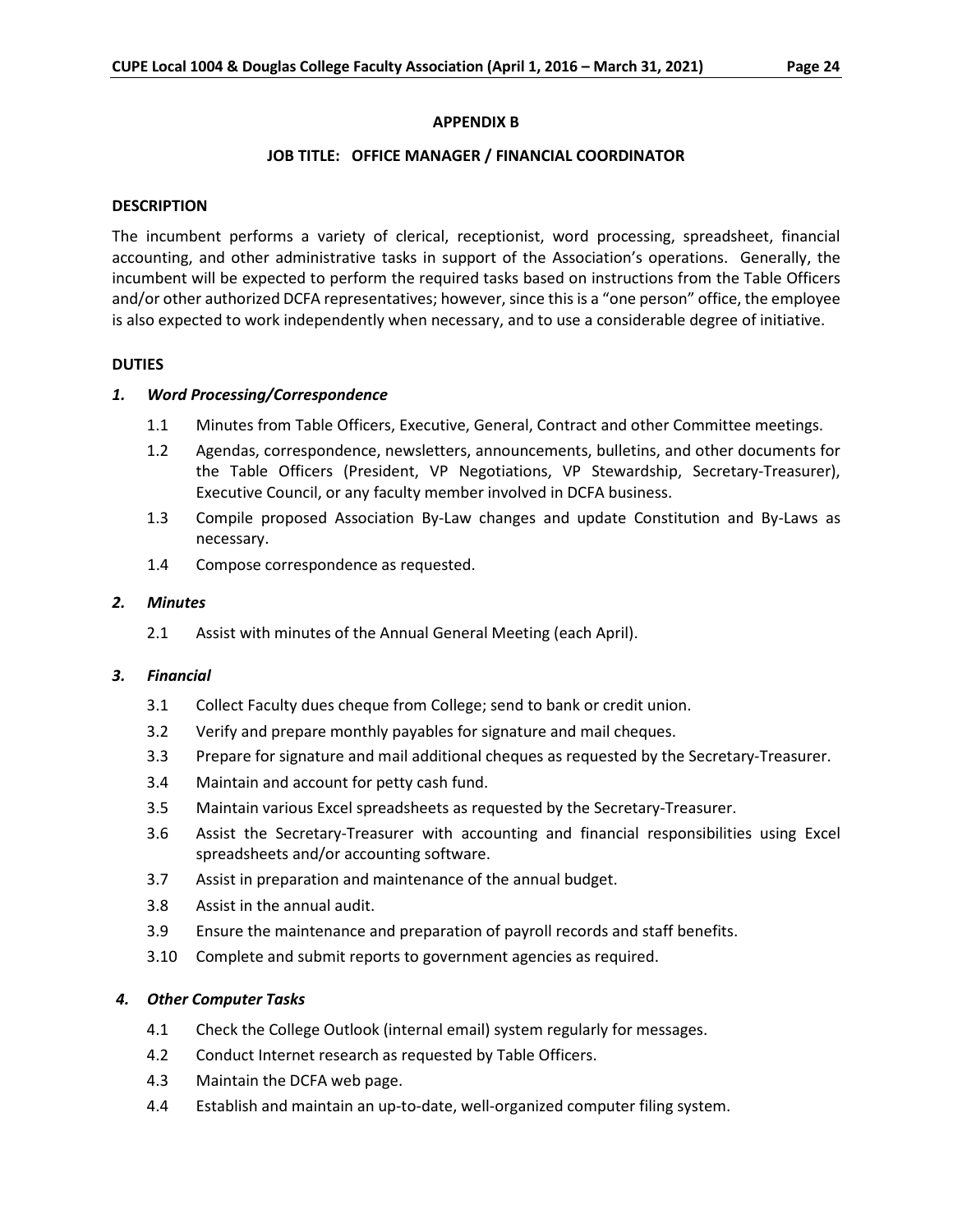## APPENDIX B

### JOB TITLE: OFFICE MANAGER / FINANCIAL COORDINATOR

**DESCRIPTION**

The incumbent performs a variety of clerical, receptionist, word processing, spreadsheet, financial accounting, and other administrative tasks in support of the Association's operations. Generally, the incumbent will be expected to perform the required tasks based on instructions from the Table Officers and/or other authorized DCFA representatives; however, since this is a "one person" office, the employee is also expected to work independently when necessary, and to use a considerable degree of initiative.

**DUTIES**

***1. Word Processing/Correspondence***

1.1 Minutes from Table Officers, Executive, General, Contract and other Committee meetings.

1.2 Agendas, correspondence, newsletters, announcements, bulletins, and other documents for the Table Officers (President, VP Negotiations, VP Stewardship, Secretary-Treasurer), Executive Council, or any faculty member involved in DCFA business.

1.3 Compile proposed Association By-Law changes and update Constitution and By-Laws as necessary.

1.4 Compose correspondence as requested.

***2. Minutes***

2.1 Assist with minutes of the Annual General Meeting (each April).

***3. Financial***

3.1 Collect Faculty dues cheque from College; send to bank or credit union.

3.2 Verify and prepare monthly payables for signature and mail cheques.

3.3 Prepare for signature and mail additional cheques as requested by the Secretary-Treasurer.

3.4 Maintain and account for petty cash fund.

3.5 Maintain various Excel spreadsheets as requested by the Secretary-Treasurer.

3.6 Assist the Secretary-Treasurer with accounting and financial responsibilities using Excel spreadsheets and/or accounting software.

3.7 Assist in preparation and maintenance of the annual budget.

3.8 Assist in the annual audit.

3.9 Ensure the maintenance and preparation of payroll records and staff benefits.

3.10 Complete and submit reports to government agencies as required.

***4. Other Computer Tasks***

4.1 Check the College Outlook (internal email) system regularly for messages.

4.2 Conduct Internet research as requested by Table Officers.

4.3 Maintain the DCFA web page.

4.4 Establish and maintain an up-to-date, well-organized computer filing system.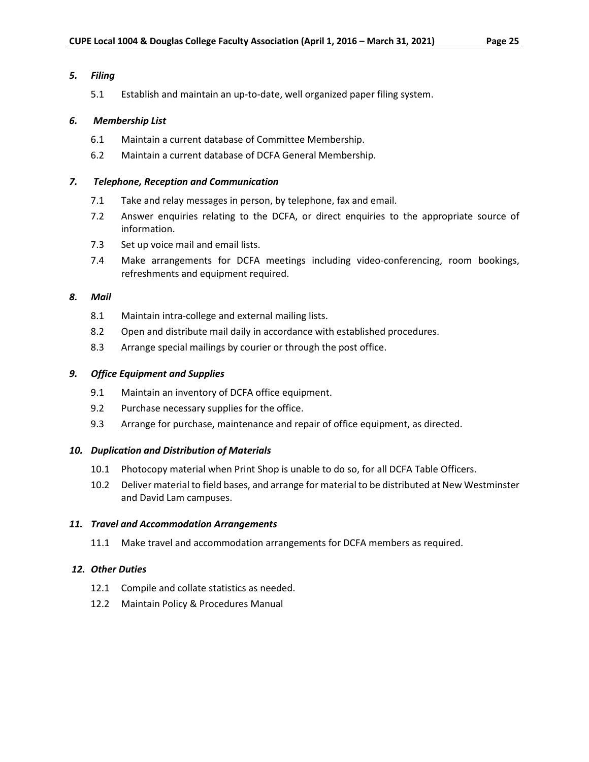### *5. Filing*

5.1 Establish and maintain an up-to-date, well organized paper filing system.

### *6. Membership List*

6.1 Maintain a current database of Committee Membership.

6.2 Maintain a current database of DCFA General Membership.

### *7. Telephone, Reception and Communication*

7.1 Take and relay messages in person, by telephone, fax and email.

7.2 Answer enquiries relating to the DCFA, or direct enquiries to the appropriate source of information.

7.3 Set up voice mail and email lists.

7.4 Make arrangements for DCFA meetings including video-conferencing, room bookings, refreshments and equipment required.

### *8. Mail*

8.1 Maintain intra-college and external mailing lists.

8.2 Open and distribute mail daily in accordance with established procedures.

8.3 Arrange special mailings by courier or through the post office.

### *9. Office Equipment and Supplies*

9.1 Maintain an inventory of DCFA office equipment.

9.2 Purchase necessary supplies for the office.

9.3 Arrange for purchase, maintenance and repair of office equipment, as directed.

### *10. Duplication and Distribution of Materials*

10.1 Photocopy material when Print Shop is unable to do so, for all DCFA Table Officers.

10.2 Deliver material to field bases, and arrange for material to be distributed at New Westminster and David Lam campuses.

### *11. Travel and Accommodation Arrangements*

11.1 Make travel and accommodation arrangements for DCFA members as required.

### *12. Other Duties*

12.1 Compile and collate statistics as needed.

12.2 Maintain Policy & Procedures Manual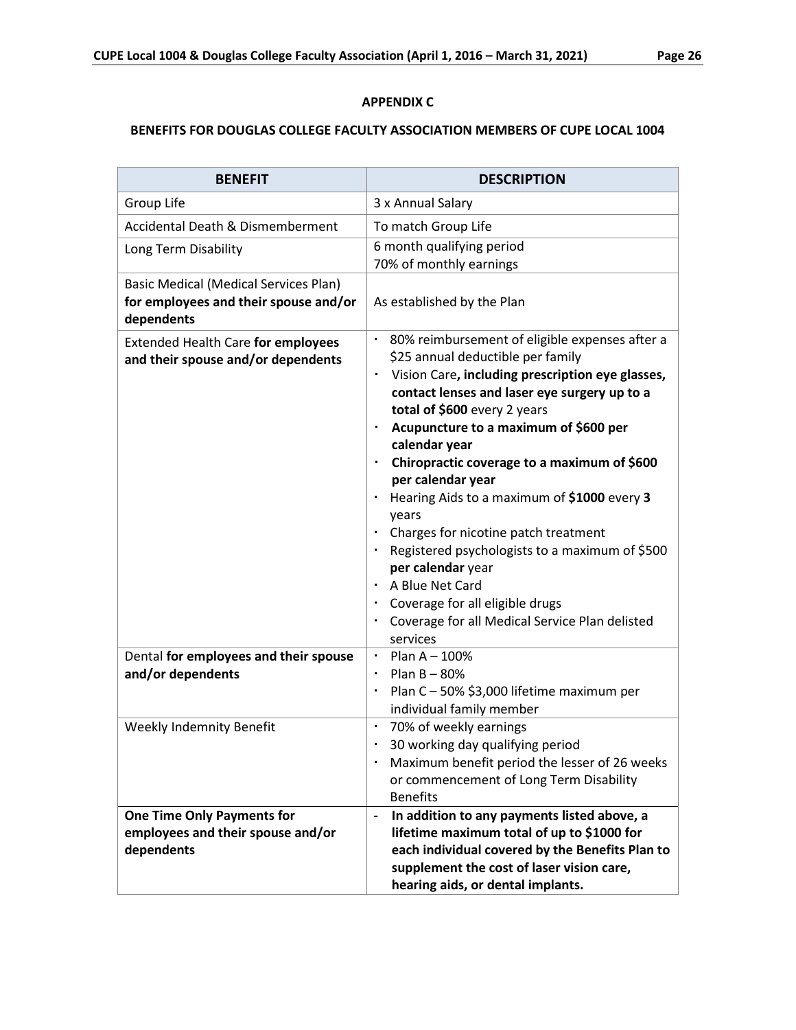## APPENDIX C

## BENEFITS FOR DOUGLAS COLLEGE FACULTY ASSOCIATION MEMBERS OF CUPE LOCAL 1004

| BENEFIT | DESCRIPTION |
|---|---|
| Group Life | 3 x Annual Salary |
| Accidental Death & Dismemberment | To match Group Life |
| Long Term Disability | 6 month qualifying period<br>70% of monthly earnings |
| Basic Medical (Medical Services Plan) **for employees and their spouse and/or dependents** | As established by the Plan |
| Extended Health Care **for employees and their spouse and/or dependents** | · 80% reimbursement of eligible expenses after a $25 annual deductible per family<br>· Vision Care**, including prescription eye glasses, contact lenses and laser eye surgery up to a total of $600** every 2 years<br>· **Acupuncture to a maximum of $600 per calendar year**<br>· **Chiropractic coverage to a maximum of $600 per calendar year**<br>· Hearing Aids to a maximum of **$1000** every **3** years<br>· Charges for nicotine patch treatment<br>· Registered psychologists to a maximum of $500 **per calendar** year<br>· A Blue Net Card<br>· Coverage for all eligible drugs<br>· Coverage for all Medical Service Plan delisted services |
| Dental **for employees and their spouse and/or dependents** | · Plan A – 100%<br>· Plan B – 80%<br>· Plan C – 50% $3,000 lifetime maximum per individual family member |
| Weekly Indemnity Benefit | · 70% of weekly earnings<br>· 30 working day qualifying period<br>· Maximum benefit period the lesser of 26 weeks or commencement of Long Term Disability Benefits |
| **One Time Only Payments for employees and their spouse and/or dependents** | - **In addition to any payments listed above, a lifetime maximum total of up to $1000 for each individual covered by the Benefits Plan to supplement the cost of laser vision care, hearing aids, or dental implants.** |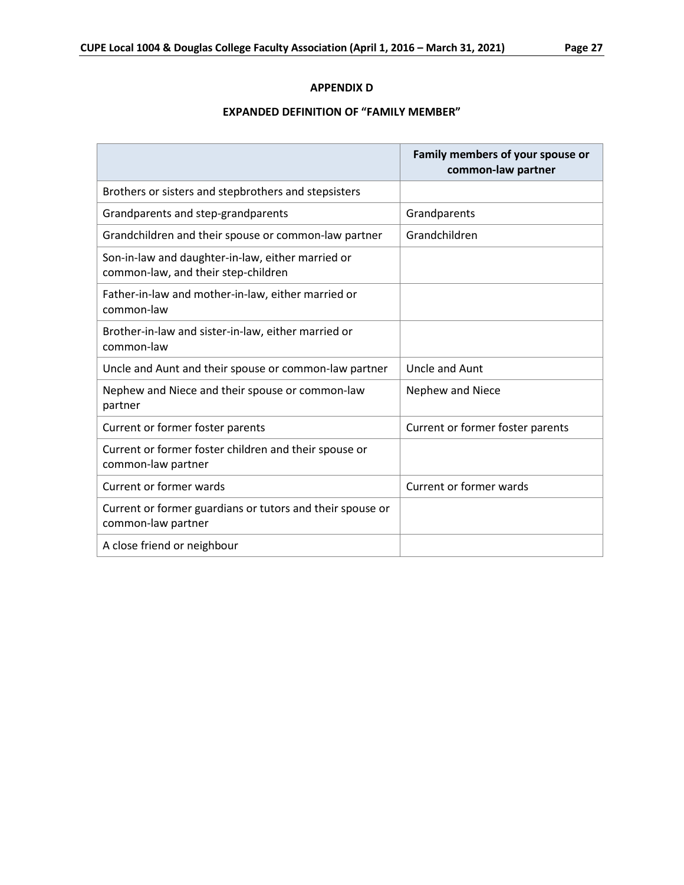## APPENDIX D

## EXPANDED DEFINITION OF "FAMILY MEMBER"

| | Family members of your spouse or common-law partner |
|---|---|
| Brothers or sisters and stepbrothers and stepsisters | |
| Grandparents and step-grandparents | Grandparents |
| Grandchildren and their spouse or common-law partner | Grandchildren |
| Son-in-law and daughter-in-law, either married or common-law, and their step-children | |
| Father-in-law and mother-in-law, either married or common-law | |
| Brother-in-law and sister-in-law, either married or common-law | |
| Uncle and Aunt and their spouse or common-law partner | Uncle and Aunt |
| Nephew and Niece and their spouse or common-law partner | Nephew and Niece |
| Current or former foster parents | Current or former foster parents |
| Current or former foster children and their spouse or common-law partner | |
| Current or former wards | Current or former wards |
| Current or former guardians or tutors and their spouse or common-law partner | |
| A close friend or neighbour | |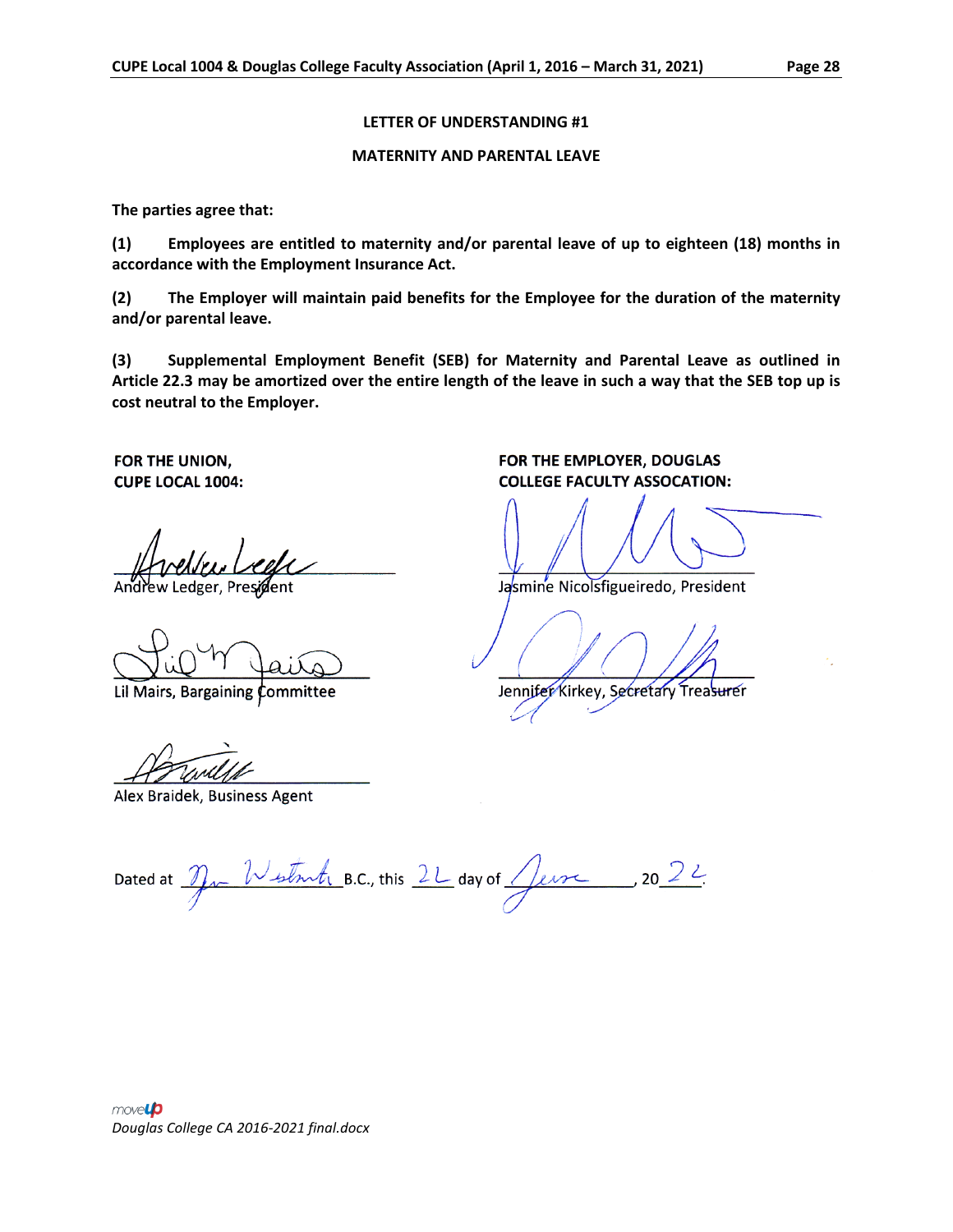## LETTER OF UNDERSTANDING #1

## MATERNITY AND PARENTAL LEAVE

**The parties agree that:**

**(1) Employees are entitled to maternity and/or parental leave of up to eighteen (18) months in accordance with the Employment Insurance Act.**

**(2) The Employer will maintain paid benefits for the Employee for the duration of the maternity and/or parental leave.**

**(3) Supplemental Employment Benefit (SEB) for Maternity and Parental Leave as outlined in Article 22.3 may be amortized over the entire length of the leave in such a way that the SEB top up is cost neutral to the Employer.**

**FOR THE UNION, CUPE LOCAL 1004:**

Andrew Ledger, President

Lil Mairs, Bargaining Committee

Alex Braidek, Business Agent

**FOR THE EMPLOYER, DOUGLAS COLLEGE FACULTY ASSOCATION:**

Jasmine Nicolsfigueiredo, President

Jennifer Kirkey, Secretary Treasurer

Dated at New Westminster B.C., this 22 day of June, 2022.

*Douglas College CA 2016-2021 final.docx*